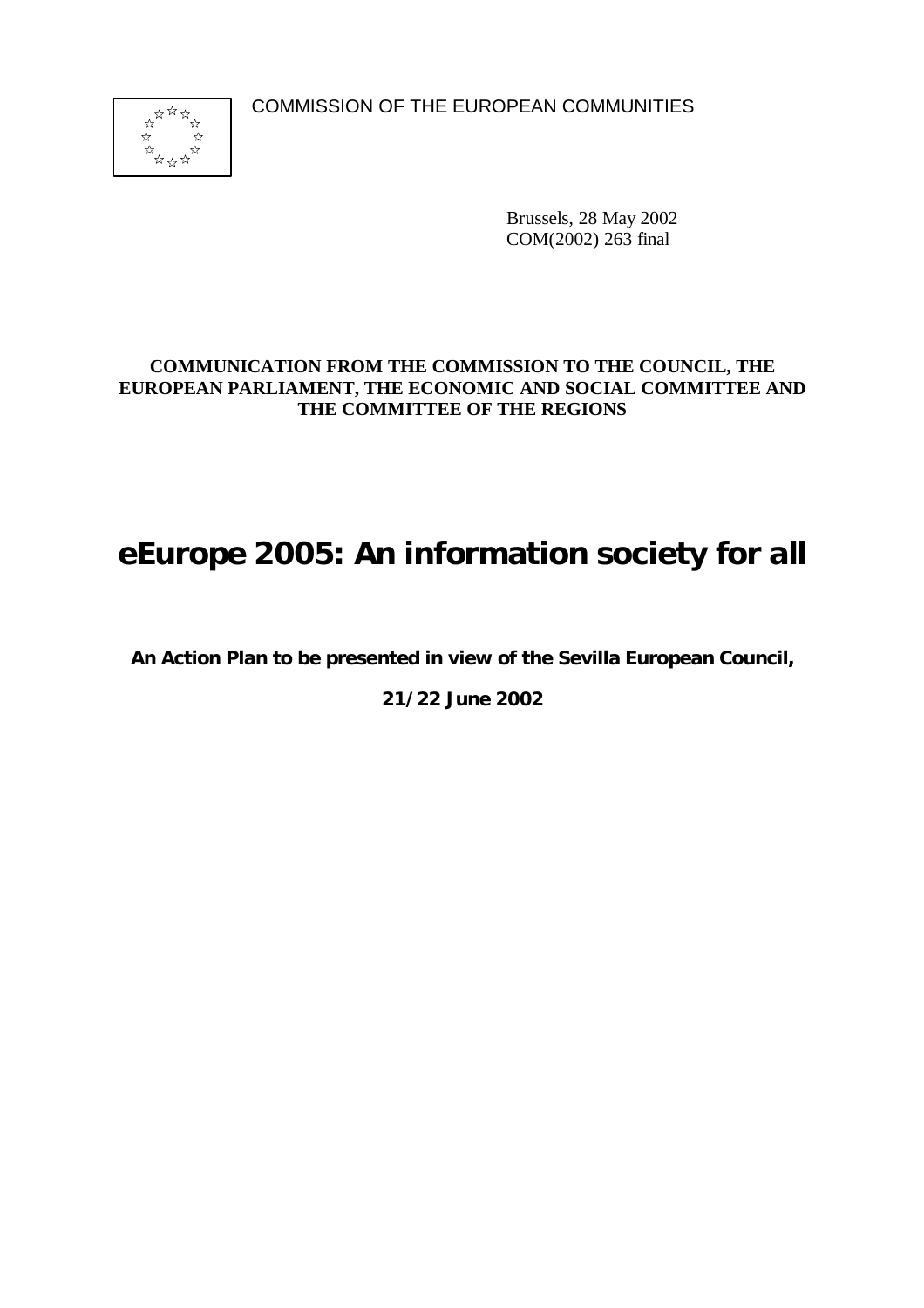COMMISSION OF THE EUROPEAN COMMUNITIES

Brussels, 28 May 2002
COM(2002) 263 final

**COMMUNICATION FROM THE COMMISSION TO THE COUNCIL, THE EUROPEAN PARLIAMENT, THE ECONOMIC AND SOCIAL COMMITTEE AND THE COMMITTEE OF THE REGIONS**

# eEurope 2005: An information society for all

**An Action Plan to be presented in view of the Sevilla European Council,**

**21/22 June 2002**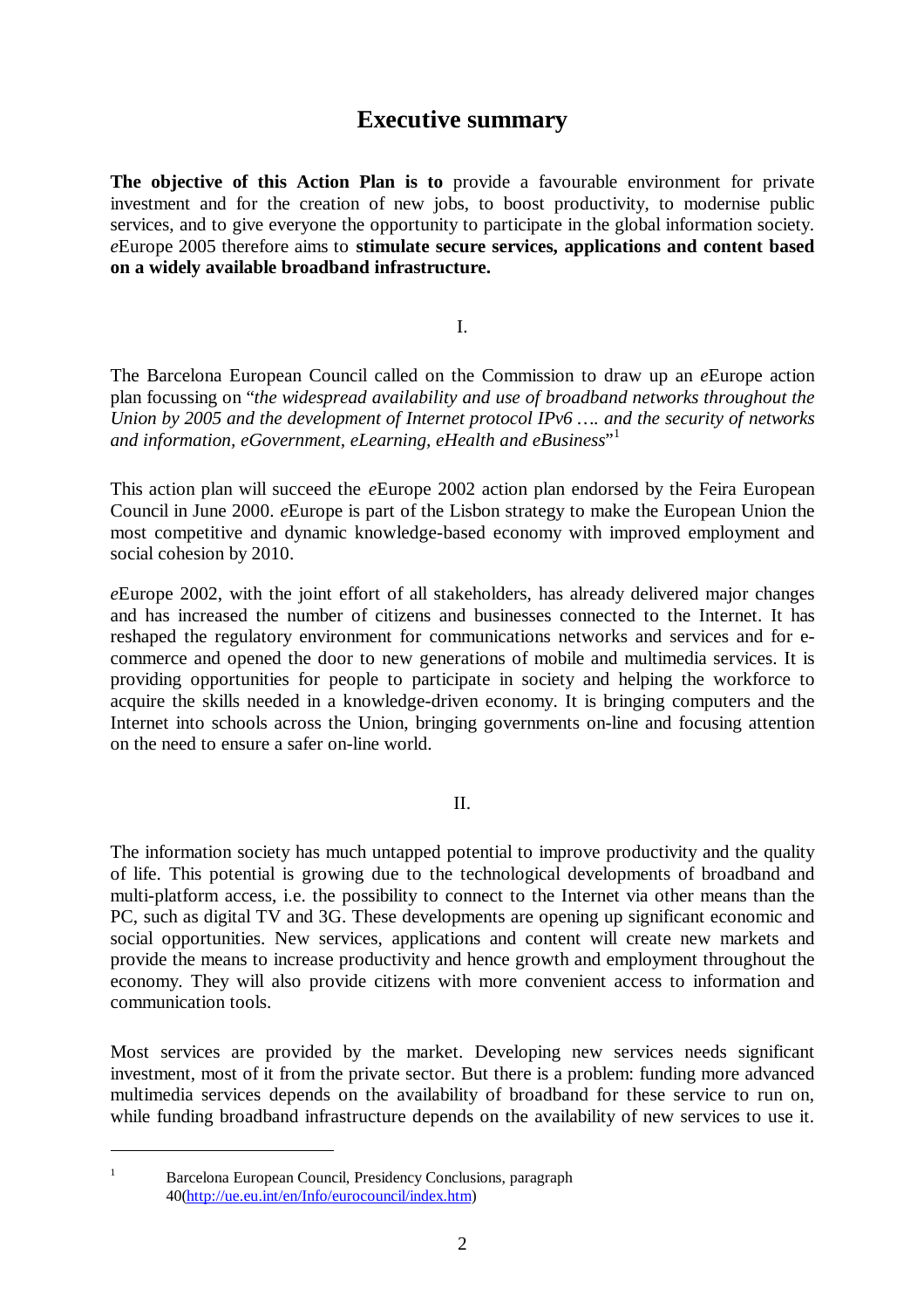# Executive summary

**The objective of this Action Plan is to** provide a favourable environment for private investment and for the creation of new jobs, to boost productivity, to modernise public services, and to give everyone the opportunity to participate in the global information society. *e*Europe 2005 therefore aims to **stimulate secure services, applications and content based on a widely available broadband infrastructure.**

I.

The Barcelona European Council called on the Commission to draw up an *e*Europe action plan focussing on "*the widespread availability and use of broadband networks throughout the Union by 2005 and the development of Internet protocol IPv6 …. and the security of networks and information, eGovernment, eLearning, eHealth and eBusiness*"[1]

This action plan will succeed the *e*Europe 2002 action plan endorsed by the Feira European Council in June 2000. *e*Europe is part of the Lisbon strategy to make the European Union the most competitive and dynamic knowledge-based economy with improved employment and social cohesion by 2010.

*e*Europe 2002, with the joint effort of all stakeholders, has already delivered major changes and has increased the number of citizens and businesses connected to the Internet. It has reshaped the regulatory environment for communications networks and services and for e-commerce and opened the door to new generations of mobile and multimedia services. It is providing opportunities for people to participate in society and helping the workforce to acquire the skills needed in a knowledge-driven economy. It is bringing computers and the Internet into schools across the Union, bringing governments on-line and focusing attention on the need to ensure a safer on-line world.

II.

The information society has much untapped potential to improve productivity and the quality of life. This potential is growing due to the technological developments of broadband and multi-platform access, i.e. the possibility to connect to the Internet via other means than the PC, such as digital TV and 3G. These developments are opening up significant economic and social opportunities. New services, applications and content will create new markets and provide the means to increase productivity and hence growth and employment throughout the economy. They will also provide citizens with more convenient access to information and communication tools.

Most services are provided by the market. Developing new services needs significant investment, most of it from the private sector. But there is a problem: funding more advanced multimedia services depends on the availability of broadband for these service to run on, while funding broadband infrastructure depends on the availability of new services to use it.

---

[1] Barcelona European Council, Presidency Conclusions, paragraph 40(http://ue.eu.int/en/Info/eurocouncil/index.htm)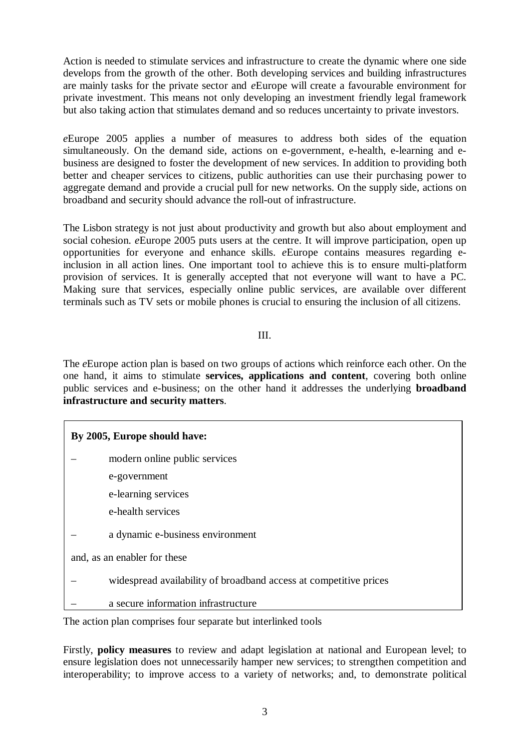Action is needed to stimulate services and infrastructure to create the dynamic where one side develops from the growth of the other. Both developing services and building infrastructures are mainly tasks for the private sector and *e*Europe will create a favourable environment for private investment. This means not only developing an investment friendly legal framework but also taking action that stimulates demand and so reduces uncertainty to private investors.

*e*Europe 2005 applies a number of measures to address both sides of the equation simultaneously. On the demand side, actions on e-government, e-health, e-learning and e-business are designed to foster the development of new services. In addition to providing both better and cheaper services to citizens, public authorities can use their purchasing power to aggregate demand and provide a crucial pull for new networks. On the supply side, actions on broadband and security should advance the roll-out of infrastructure.

The Lisbon strategy is not just about productivity and growth but also about employment and social cohesion. *e*Europe 2005 puts users at the centre. It will improve participation, open up opportunities for everyone and enhance skills. *e*Europe contains measures regarding e-inclusion in all action lines. One important tool to achieve this is to ensure multi-platform provision of services. It is generally accepted that not everyone will want to have a PC. Making sure that services, especially online public services, are available over different terminals such as TV sets or mobile phones is crucial to ensuring the inclusion of all citizens.

## III.

The *e*Europe action plan is based on two groups of actions which reinforce each other. On the one hand, it aims to stimulate **services, applications and content**, covering both online public services and e-business; on the other hand it addresses the underlying **broadband infrastructure and security matters**.

**By 2005, Europe should have:**

– modern online public services
  - e-government
  - e-learning services
  - e-health services

– a dynamic e-business environment

and, as an enabler for these

– widespread availability of broadband access at competitive prices

– a secure information infrastructure

The action plan comprises four separate but interlinked tools

Firstly, **policy measures** to review and adapt legislation at national and European level; to ensure legislation does not unnecessarily hamper new services; to strengthen competition and interoperability; to improve access to a variety of networks; and, to demonstrate political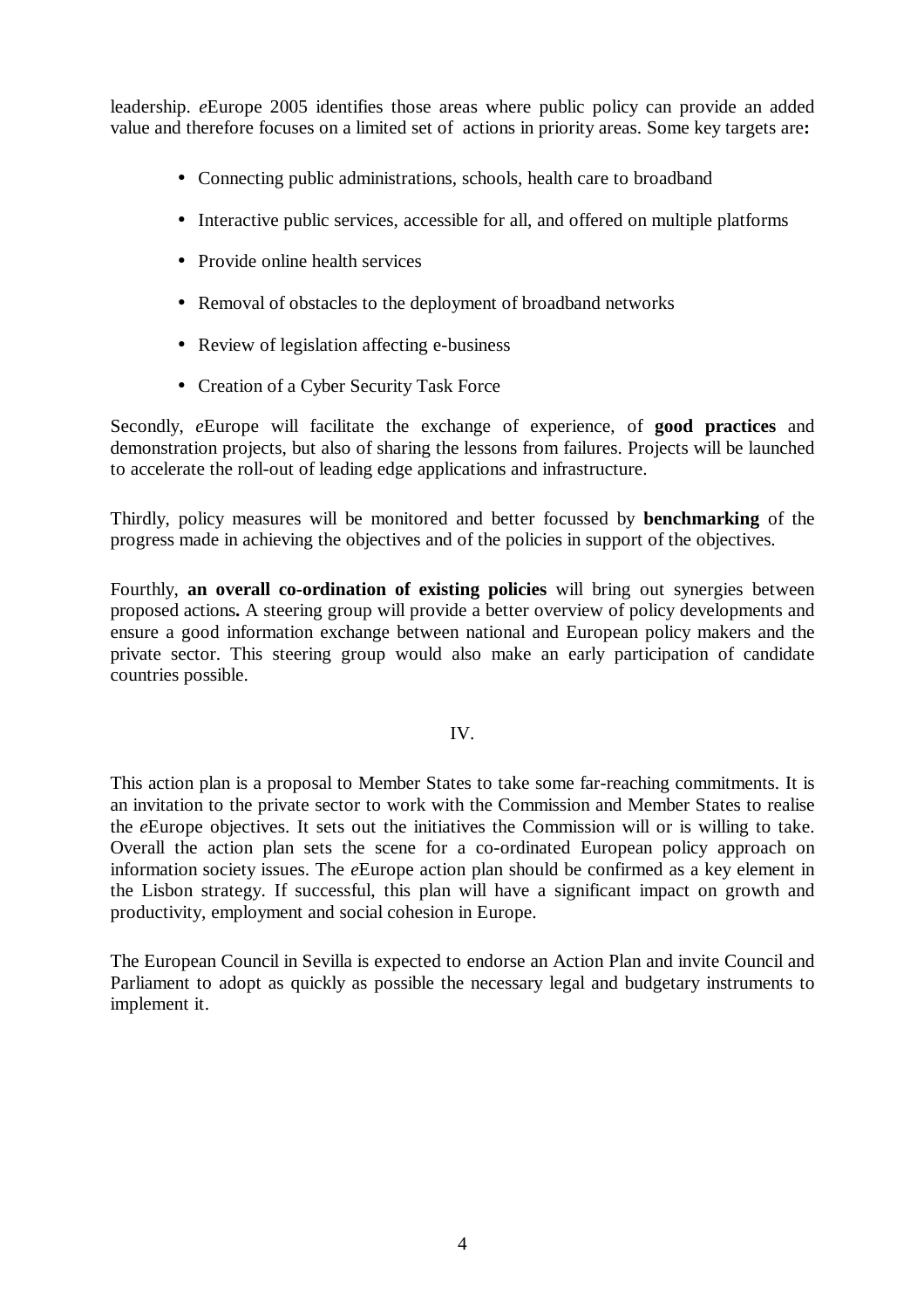leadership. *e*Europe 2005 identifies those areas where public policy can provide an added value and therefore focuses on a limited set of actions in priority areas. Some key targets are**:**

- Connecting public administrations, schools, health care to broadband
- Interactive public services, accessible for all, and offered on multiple platforms
- Provide online health services
- Removal of obstacles to the deployment of broadband networks
- Review of legislation affecting e-business
- Creation of a Cyber Security Task Force

Secondly, *e*Europe will facilitate the exchange of experience, of **good practices** and demonstration projects, but also of sharing the lessons from failures. Projects will be launched to accelerate the roll-out of leading edge applications and infrastructure.

Thirdly, policy measures will be monitored and better focussed by **benchmarking** of the progress made in achieving the objectives and of the policies in support of the objectives.

Fourthly, **an overall co-ordination of existing policies** will bring out synergies between proposed actions**.** A steering group will provide a better overview of policy developments and ensure a good information exchange between national and European policy makers and the private sector. This steering group would also make an early participation of candidate countries possible.

IV.

This action plan is a proposal to Member States to take some far-reaching commitments. It is an invitation to the private sector to work with the Commission and Member States to realise the *e*Europe objectives. It sets out the initiatives the Commission will or is willing to take. Overall the action plan sets the scene for a co-ordinated European policy approach on information society issues. The *e*Europe action plan should be confirmed as a key element in the Lisbon strategy. If successful, this plan will have a significant impact on growth and productivity, employment and social cohesion in Europe.

The European Council in Sevilla is expected to endorse an Action Plan and invite Council and Parliament to adopt as quickly as possible the necessary legal and budgetary instruments to implement it.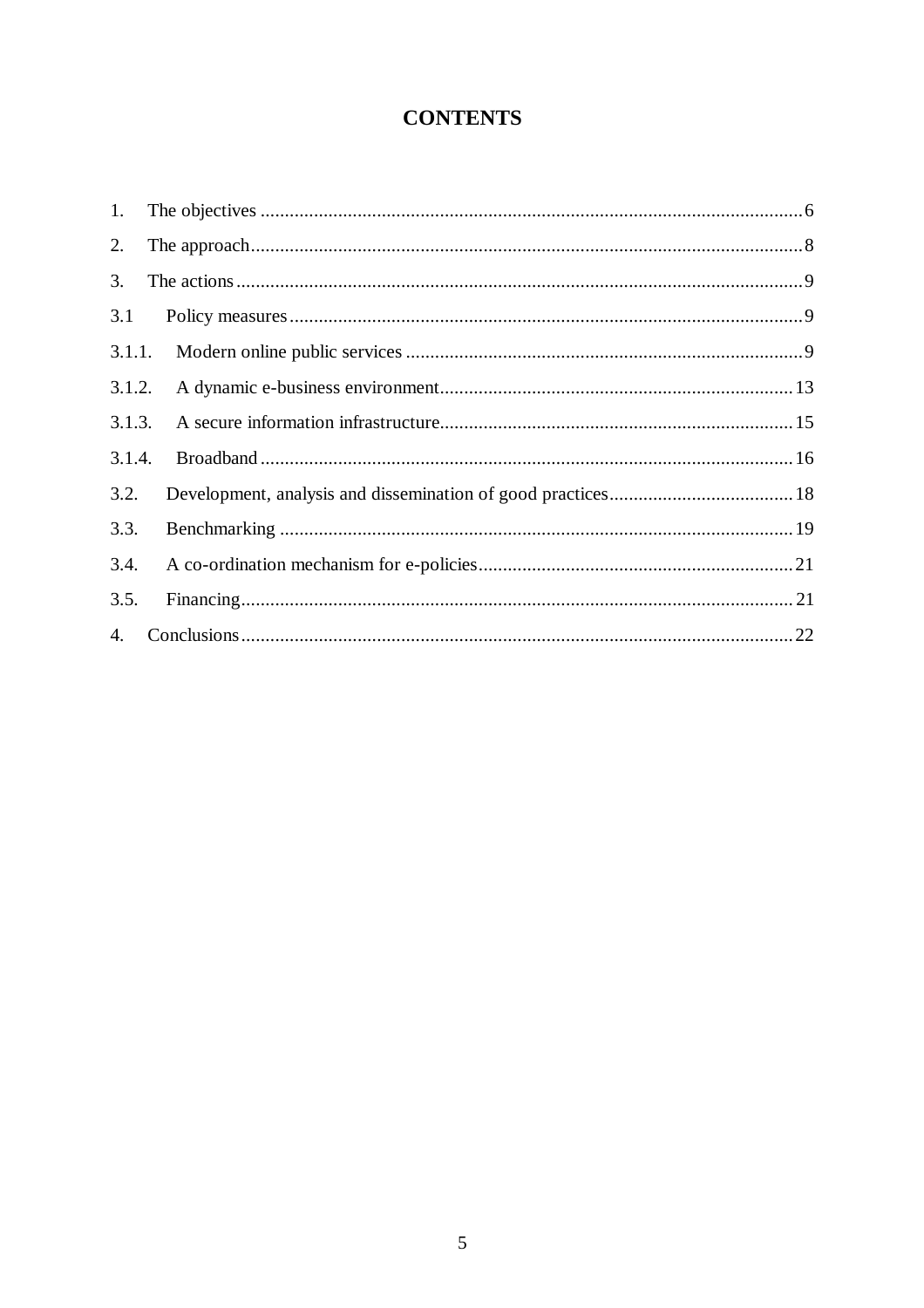# CONTENTS

1. The objectives ................................................................................................................ 6
2. The approach ................................................................................................................. 8
3. The actions .................................................................................................................... 9
3.1 Policy measures ......................................................................................................... 9
3.1.1. Modern online public services ................................................................................ 9
3.1.2. A dynamic e-business environment ...................................................................... 13
3.1.3. A secure information infrastructure ....................................................................... 15
3.1.4. Broadband ............................................................................................................ 16
3.2. Development, analysis and dissemination of good practices ...................................... 18
3.3. Benchmarking .......................................................................................................... 19
3.4. A co-ordination mechanism for e-policies ................................................................. 21
3.5. Financing ................................................................................................................. 21
4. Conclusions .................................................................................................................. 22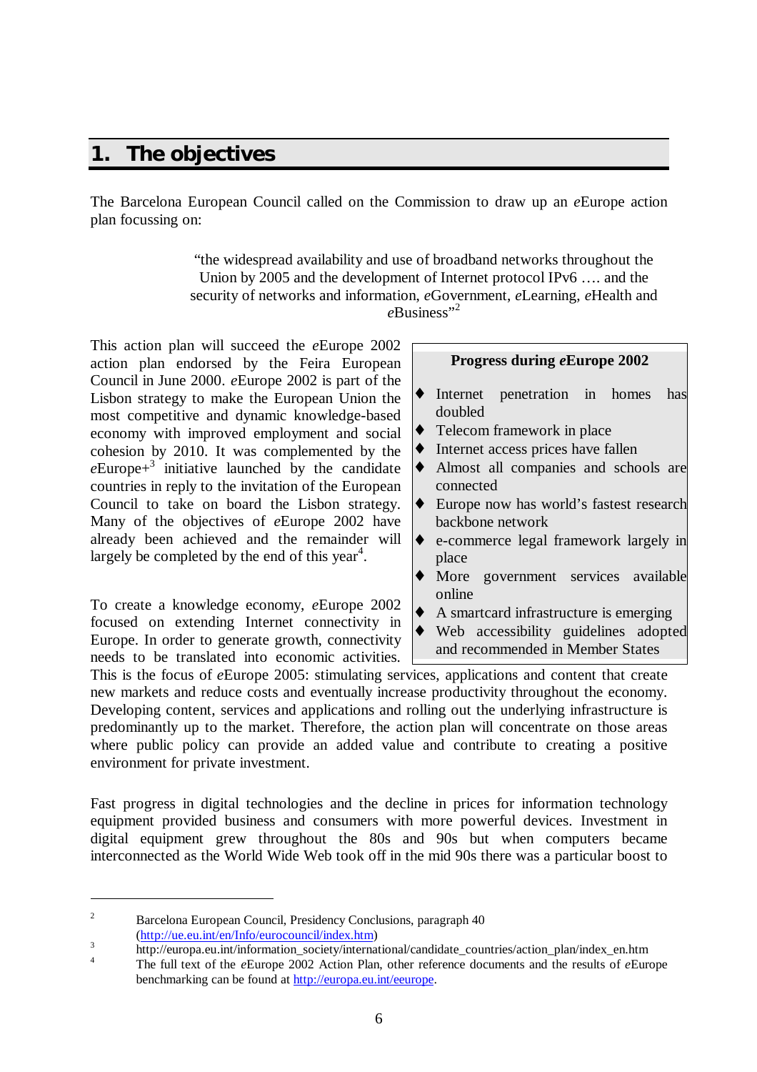# 1. The objectives

The Barcelona European Council called on the Commission to draw up an *e*Europe action plan focussing on:

> "the widespread availability and use of broadband networks throughout the Union by 2005 and the development of Internet protocol IPv6 …. and the security of networks and information, *e*Government, *e*Learning, *e*Health and *e*Business"[2]

This action plan will succeed the *e*Europe 2002 action plan endorsed by the Feira European Council in June 2000. *e*Europe 2002 is part of the Lisbon strategy to make the European Union the most competitive and dynamic knowledge-based economy with improved employment and social cohesion by 2010. It was complemented by the *e*Europe+[3] initiative launched by the candidate countries in reply to the invitation of the European Council to take on board the Lisbon strategy. Many of the objectives of *e*Europe 2002 have already been achieved and the remainder will largely be completed by the end of this year[4].

> **Progress during *e*Europe 2002**
>
> - Internet penetration in homes has doubled
> - Telecom framework in place
> - Internet access prices have fallen
> - Almost all companies and schools are connected
> - Europe now has world's fastest research backbone network
> - e-commerce legal framework largely in place
> - More government services available online
> - A smartcard infrastructure is emerging
> - Web accessibility guidelines adopted and recommended in Member States

To create a knowledge economy, *e*Europe 2002 focused on extending Internet connectivity in Europe. In order to generate growth, connectivity needs to be translated into economic activities. This is the focus of *e*Europe 2005: stimulating services, applications and content that create new markets and reduce costs and eventually increase productivity throughout the economy. Developing content, services and applications and rolling out the underlying infrastructure is predominantly up to the market. Therefore, the action plan will concentrate on those areas where public policy can provide an added value and contribute to creating a positive environment for private investment.

Fast progress in digital technologies and the decline in prices for information technology equipment provided business and consumers with more powerful devices. Investment in digital equipment grew throughout the 80s and 90s but when computers became interconnected as the World Wide Web took off in the mid 90s there was a particular boost to

---

[2] Barcelona European Council, Presidency Conclusions, paragraph 40 (http://ue.eu.int/en/Info/eurocouncil/index.htm)

[3] http://europa.eu.int/information_society/international/candidate_countries/action_plan/index_en.htm

[4] The full text of the *e*Europe 2002 Action Plan, other reference documents and the results of *e*Europe benchmarking can be found at http://europa.eu.int/eeurope.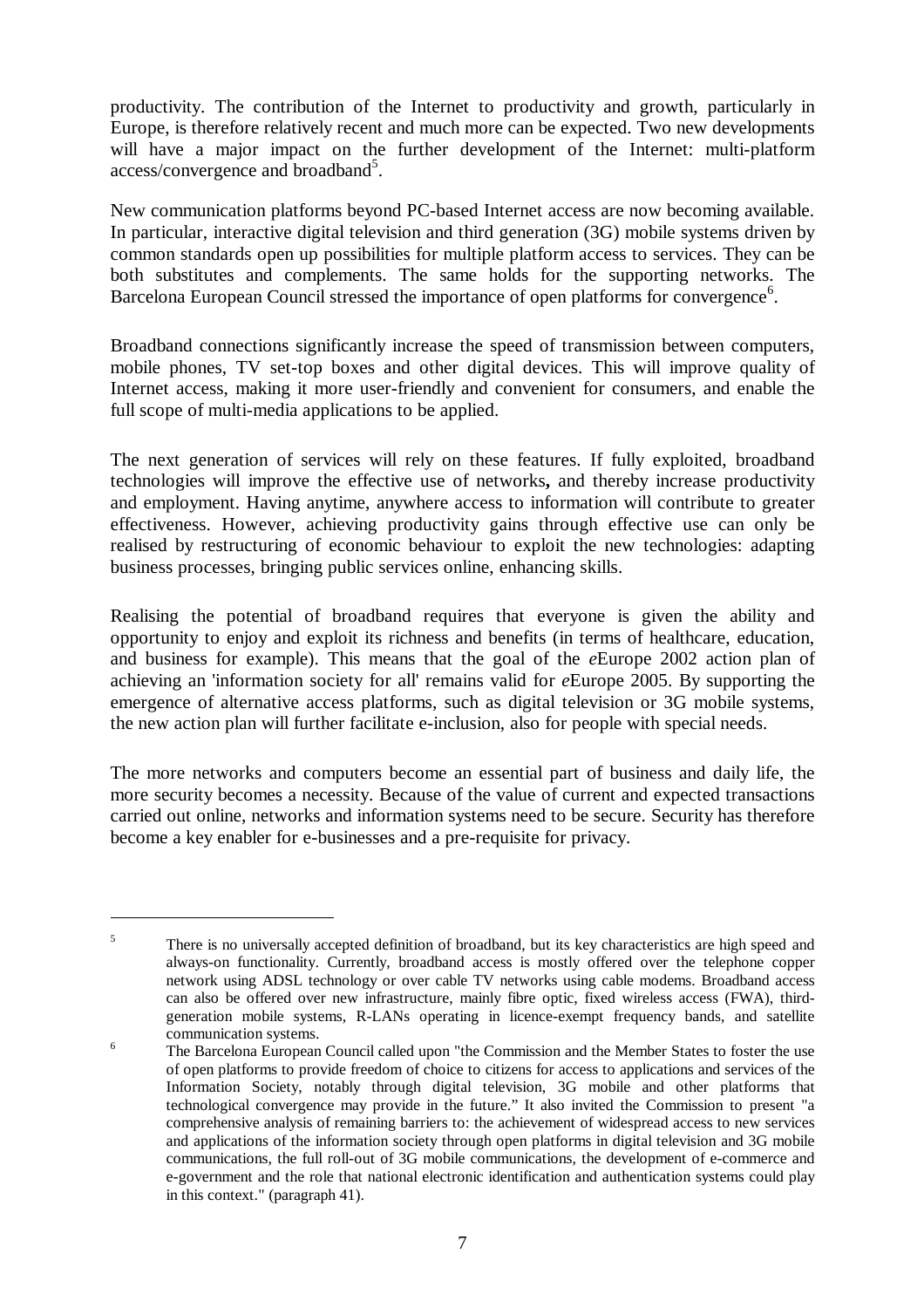productivity. The contribution of the Internet to productivity and growth, particularly in Europe, is therefore relatively recent and much more can be expected. Two new developments will have a major impact on the further development of the Internet: multi-platform access/convergence and broadband[5].

New communication platforms beyond PC-based Internet access are now becoming available. In particular, interactive digital television and third generation (3G) mobile systems driven by common standards open up possibilities for multiple platform access to services. They can be both substitutes and complements. The same holds for the supporting networks. The Barcelona European Council stressed the importance of open platforms for convergence[6].

Broadband connections significantly increase the speed of transmission between computers, mobile phones, TV set-top boxes and other digital devices. This will improve quality of Internet access, making it more user-friendly and convenient for consumers, and enable the full scope of multi-media applications to be applied.

The next generation of services will rely on these features. If fully exploited, broadband technologies will improve the effective use of networks**,** and thereby increase productivity and employment. Having anytime, anywhere access to information will contribute to greater effectiveness. However, achieving productivity gains through effective use can only be realised by restructuring of economic behaviour to exploit the new technologies: adapting business processes, bringing public services online, enhancing skills.

Realising the potential of broadband requires that everyone is given the ability and opportunity to enjoy and exploit its richness and benefits (in terms of healthcare, education, and business for example). This means that the goal of the *e*Europe 2002 action plan of achieving an 'information society for all' remains valid for *e*Europe 2005. By supporting the emergence of alternative access platforms, such as digital television or 3G mobile systems, the new action plan will further facilitate e-inclusion, also for people with special needs.

The more networks and computers become an essential part of business and daily life, the more security becomes a necessity. Because of the value of current and expected transactions carried out online, networks and information systems need to be secure. Security has therefore become a key enabler for e-businesses and a pre-requisite for privacy.

---

[5] There is no universally accepted definition of broadband, but its key characteristics are high speed and always-on functionality. Currently, broadband access is mostly offered over the telephone copper network using ADSL technology or over cable TV networks using cable modems. Broadband access can also be offered over new infrastructure, mainly fibre optic, fixed wireless access (FWA), third-generation mobile systems, R-LANs operating in licence-exempt frequency bands, and satellite communication systems.

[6] The Barcelona European Council called upon "the Commission and the Member States to foster the use of open platforms to provide freedom of choice to citizens for access to applications and services of the Information Society, notably through digital television, 3G mobile and other platforms that technological convergence may provide in the future." It also invited the Commission to present "a comprehensive analysis of remaining barriers to: the achievement of widespread access to new services and applications of the information society through open platforms in digital television and 3G mobile communications, the full roll-out of 3G mobile communications, the development of e-commerce and e-government and the role that national electronic identification and authentication systems could play in this context." (paragraph 41).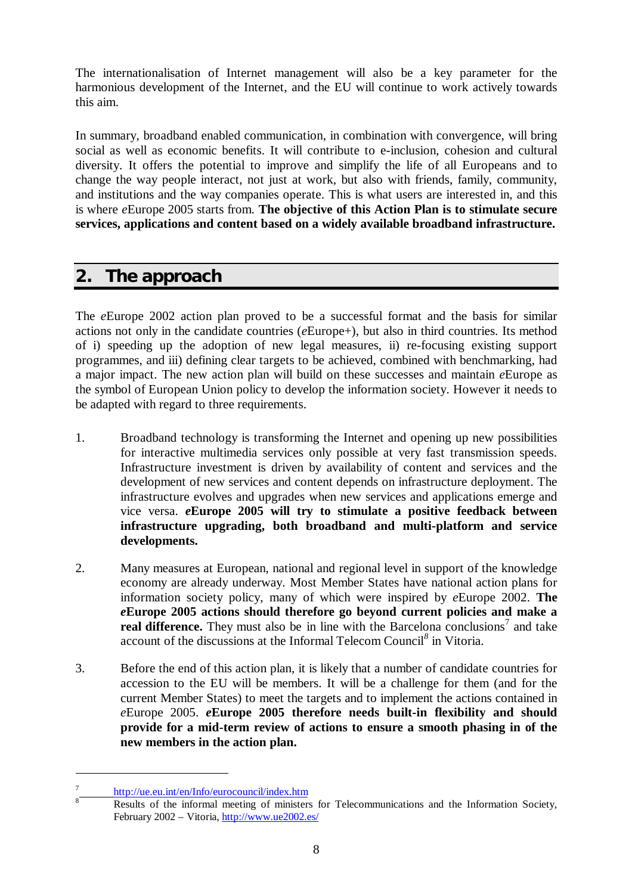The internationalisation of Internet management will also be a key parameter for the harmonious development of the Internet, and the EU will continue to work actively towards this aim.

In summary, broadband enabled communication, in combination with convergence, will bring social as well as economic benefits. It will contribute to e-inclusion, cohesion and cultural diversity. It offers the potential to improve and simplify the life of all Europeans and to change the way people interact, not just at work, but also with friends, family, community, and institutions and the way companies operate. This is what users are interested in, and this is where *e*Europe 2005 starts from. **The objective of this Action Plan is to stimulate secure services, applications and content based on a widely available broadband infrastructure.**

## 2. The approach

The *e*Europe 2002 action plan proved to be a successful format and the basis for similar actions not only in the candidate countries (*e*Europe+), but also in third countries. Its method of i) speeding up the adoption of new legal measures, ii) re-focusing existing support programmes, and iii) defining clear targets to be achieved, combined with benchmarking, had a major impact. The new action plan will build on these successes and maintain *e*Europe as the symbol of European Union policy to develop the information society. However it needs to be adapted with regard to three requirements.

1. Broadband technology is transforming the Internet and opening up new possibilities for interactive multimedia services only possible at very fast transmission speeds. Infrastructure investment is driven by availability of content and services and the development of new services and content depends on infrastructure deployment. The infrastructure evolves and upgrades when new services and applications emerge and vice versa. ***e*Europe 2005 will try to stimulate a positive feedback between infrastructure upgrading, both broadband and multi-platform and service developments.**

2. Many measures at European, national and regional level in support of the knowledge economy are already underway. Most Member States have national action plans for information society policy, many of which were inspired by *e*Europe 2002. **The *e*Europe 2005 actions should therefore go beyond current policies and make a real difference.** They must also be in line with the Barcelona conclusions[7] and take account of the discussions at the Informal Telecom Council[8] in Vitoria.

3. Before the end of this action plan, it is likely that a number of candidate countries for accession to the EU will be members. It will be a challenge for them (and for the current Member States) to meet the targets and to implement the actions contained in *e*Europe 2005. ***e*Europe 2005 therefore needs built-in flexibility and should provide for a mid-term review of actions to ensure a smooth phasing in of the new members in the action plan.**

---

[7] http://ue.eu.int/en/Info/eurocouncil/index.htm

[8] Results of the informal meeting of ministers for Telecommunications and the Information Society, February 2002 – Vitoria, http://www.ue2002.es/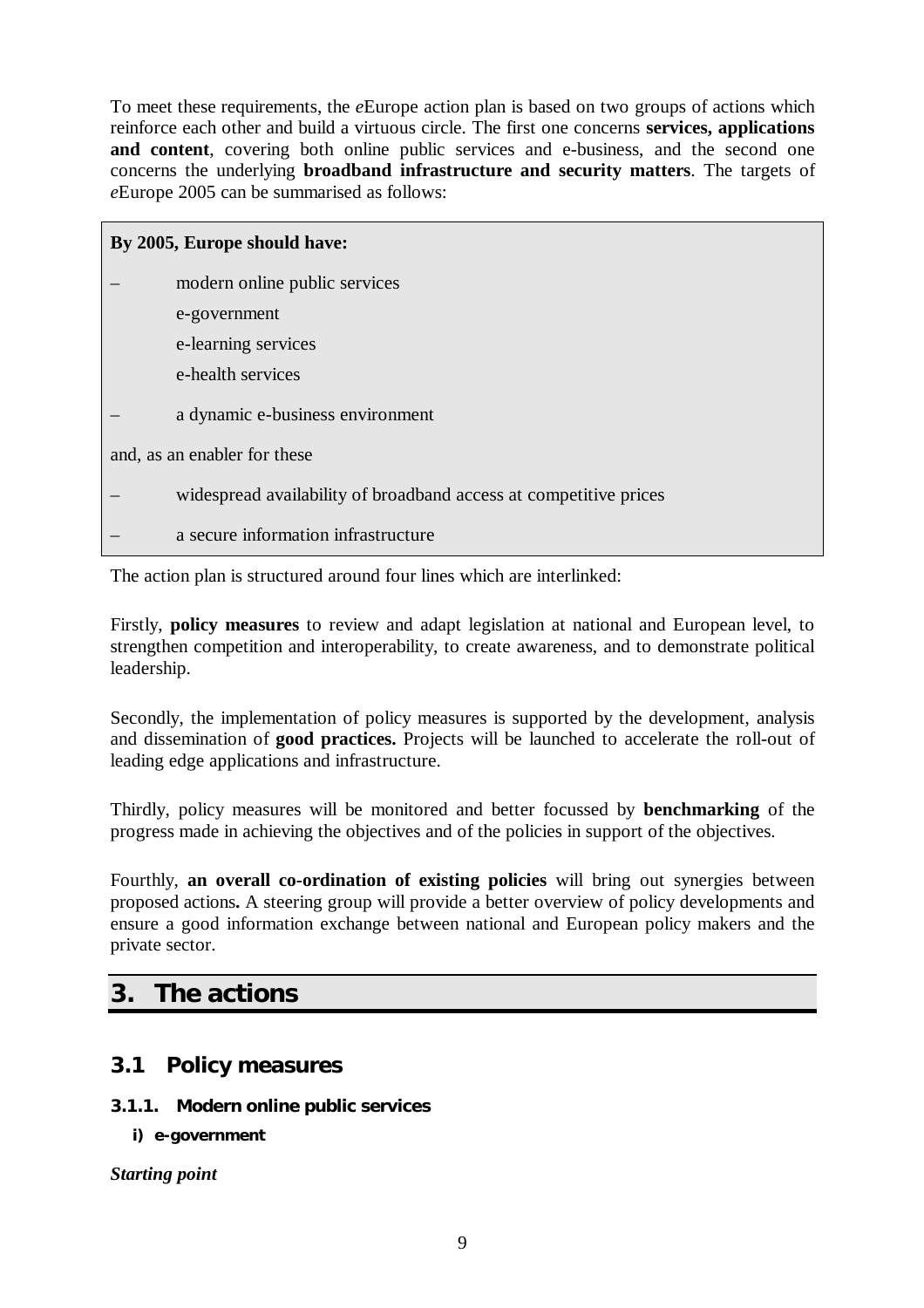To meet these requirements, the *e*Europe action plan is based on two groups of actions which reinforce each other and build a virtuous circle. The first one concerns **services, applications and content**, covering both online public services and e-business, and the second one concerns the underlying **broadband infrastructure and security matters**. The targets of *e*Europe 2005 can be summarised as follows:

> **By 2005, Europe should have:**
>
> – modern online public services
>
> e-government
>
> e-learning services
>
> e-health services
>
> – a dynamic e-business environment
>
> and, as an enabler for these
>
> – widespread availability of broadband access at competitive prices
>
> – a secure information infrastructure

The action plan is structured around four lines which are interlinked:

Firstly, **policy measures** to review and adapt legislation at national and European level, to strengthen competition and interoperability, to create awareness, and to demonstrate political leadership.

Secondly, the implementation of policy measures is supported by the development, analysis and dissemination of **good practices.** Projects will be launched to accelerate the roll-out of leading edge applications and infrastructure.

Thirdly, policy measures will be monitored and better focussed by **benchmarking** of the progress made in achieving the objectives and of the policies in support of the objectives.

Fourthly, **an overall co-ordination of existing policies** will bring out synergies between proposed actions**.** A steering group will provide a better overview of policy developments and ensure a good information exchange between national and European policy makers and the private sector.

# 3. The actions

## 3.1 Policy measures

### 3.1.1. Modern online public services

#### i) e-government

***Starting point***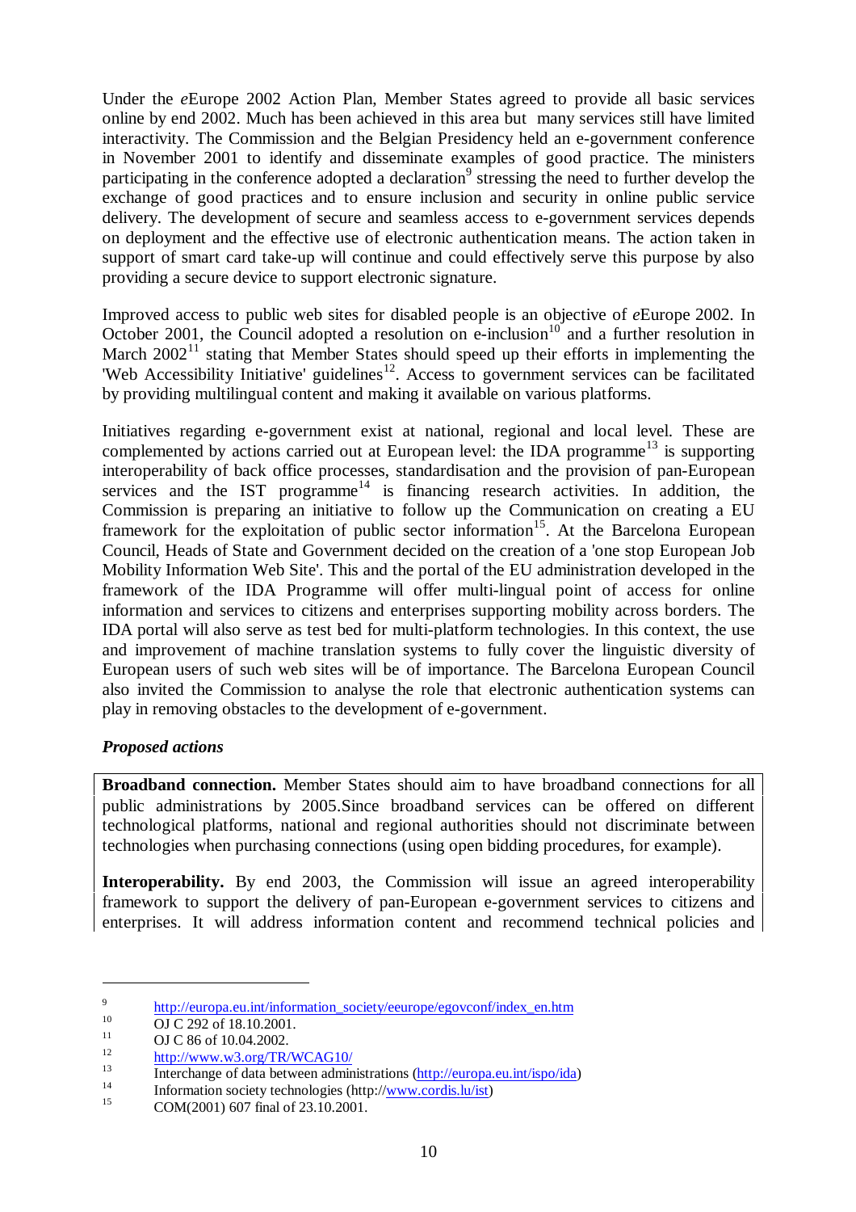Under the *e*Europe 2002 Action Plan, Member States agreed to provide all basic services online by end 2002. Much has been achieved in this area but many services still have limited interactivity. The Commission and the Belgian Presidency held an e-government conference in November 2001 to identify and disseminate examples of good practice. The ministers participating in the conference adopted a declaration[9] stressing the need to further develop the exchange of good practices and to ensure inclusion and security in online public service delivery. The development of secure and seamless access to e-government services depends on deployment and the effective use of electronic authentication means. The action taken in support of smart card take-up will continue and could effectively serve this purpose by also providing a secure device to support electronic signature.

Improved access to public web sites for disabled people is an objective of *e*Europe 2002. In October 2001, the Council adopted a resolution on e-inclusion[10] and a further resolution in March 2002[11] stating that Member States should speed up their efforts in implementing the 'Web Accessibility Initiative' guidelines[12]. Access to government services can be facilitated by providing multilingual content and making it available on various platforms.

Initiatives regarding e-government exist at national, regional and local level. These are complemented by actions carried out at European level: the IDA programme[13] is supporting interoperability of back office processes, standardisation and the provision of pan-European services and the IST programme[14] is financing research activities. In addition, the Commission is preparing an initiative to follow up the Communication on creating a EU framework for the exploitation of public sector information[15]. At the Barcelona European Council, Heads of State and Government decided on the creation of a 'one stop European Job Mobility Information Web Site'. This and the portal of the EU administration developed in the framework of the IDA Programme will offer multi-lingual point of access for online information and services to citizens and enterprises supporting mobility across borders. The IDA portal will also serve as test bed for multi-platform technologies. In this context, the use and improvement of machine translation systems to fully cover the linguistic diversity of European users of such web sites will be of importance. The Barcelona European Council also invited the Commission to analyse the role that electronic authentication systems can play in removing obstacles to the development of e-government.

***Proposed actions***

**Broadband connection.** Member States should aim to have broadband connections for all public administrations by 2005.Since broadband services can be offered on different technological platforms, national and regional authorities should not discriminate between technologies when purchasing connections (using open bidding procedures, for example).

**Interoperability.** By end 2003, the Commission will issue an agreed interoperability framework to support the delivery of pan-European e-government services to citizens and enterprises. It will address information content and recommend technical policies and

---

[9] http://europa.eu.int/information_society/eeurope/egovconf/index_en.htm

[10] OJ C 292 of 18.10.2001.

[11] OJ C 86 of 10.04.2002.

[12] http://www.w3.org/TR/WCAG10/

[13] Interchange of data between administrations (http://europa.eu.int/ispo/ida)

[14] Information society technologies (http://www.cordis.lu/ist)

[15] COM(2001) 607 final of 23.10.2001.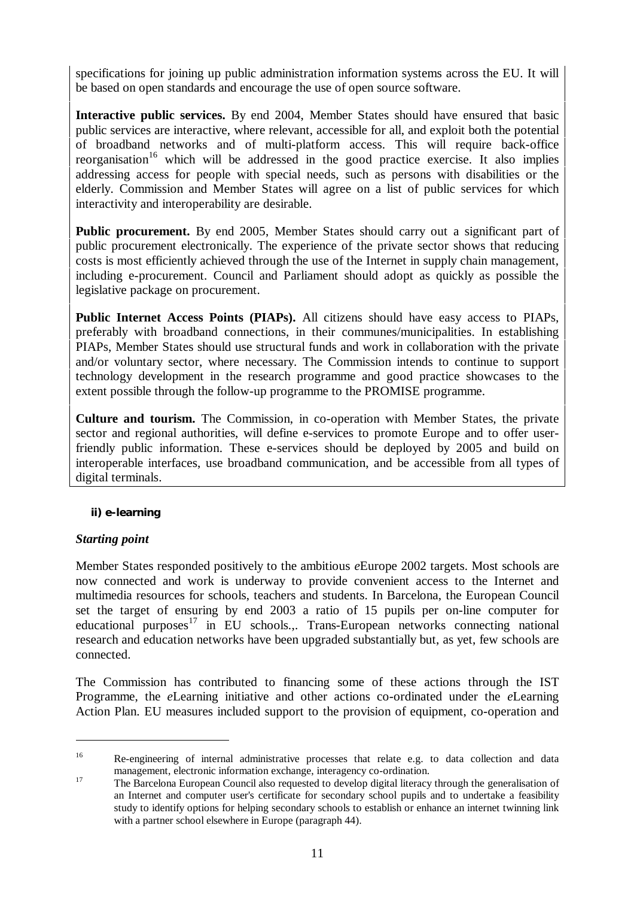specifications for joining up public administration information systems across the EU. It will be based on open standards and encourage the use of open source software.

**Interactive public services.** By end 2004, Member States should have ensured that basic public services are interactive, where relevant, accessible for all, and exploit both the potential of broadband networks and of multi-platform access. This will require back-office reorganisation[16] which will be addressed in the good practice exercise. It also implies addressing access for people with special needs, such as persons with disabilities or the elderly. Commission and Member States will agree on a list of public services for which interactivity and interoperability are desirable.

**Public procurement.** By end 2005, Member States should carry out a significant part of public procurement electronically. The experience of the private sector shows that reducing costs is most efficiently achieved through the use of the Internet in supply chain management, including e-procurement. Council and Parliament should adopt as quickly as possible the legislative package on procurement.

**Public Internet Access Points (PIAPs).** All citizens should have easy access to PIAPs, preferably with broadband connections, in their communes/municipalities. In establishing PIAPs, Member States should use structural funds and work in collaboration with the private and/or voluntary sector, where necessary. The Commission intends to continue to support technology development in the research programme and good practice showcases to the extent possible through the follow-up programme to the PROMISE programme.

**Culture and tourism.** The Commission, in co-operation with Member States, the private sector and regional authorities, will define e-services to promote Europe and to offer user-friendly public information. These e-services should be deployed by 2005 and build on interoperable interfaces, use broadband communication, and be accessible from all types of digital terminals.

#### ii) e-learning

***Starting point***

Member States responded positively to the ambitious *e*Europe 2002 targets. Most schools are now connected and work is underway to provide convenient access to the Internet and multimedia resources for schools, teachers and students. In Barcelona, the European Council set the target of ensuring by end 2003 a ratio of 15 pupils per on-line computer for educational purposes[17] in EU schools.,. Trans-European networks connecting national research and education networks have been upgraded substantially but, as yet, few schools are connected.

The Commission has contributed to financing some of these actions through the IST Programme, the *e*Learning initiative and other actions co-ordinated under the *e*Learning Action Plan. EU measures included support to the provision of equipment, co-operation and

---

[16] Re-engineering of internal administrative processes that relate e.g. to data collection and data management, electronic information exchange, interagency co-ordination.

[17] The Barcelona European Council also requested to develop digital literacy through the generalisation of an Internet and computer user's certificate for secondary school pupils and to undertake a feasibility study to identify options for helping secondary schools to establish or enhance an internet twinning link with a partner school elsewhere in Europe (paragraph 44).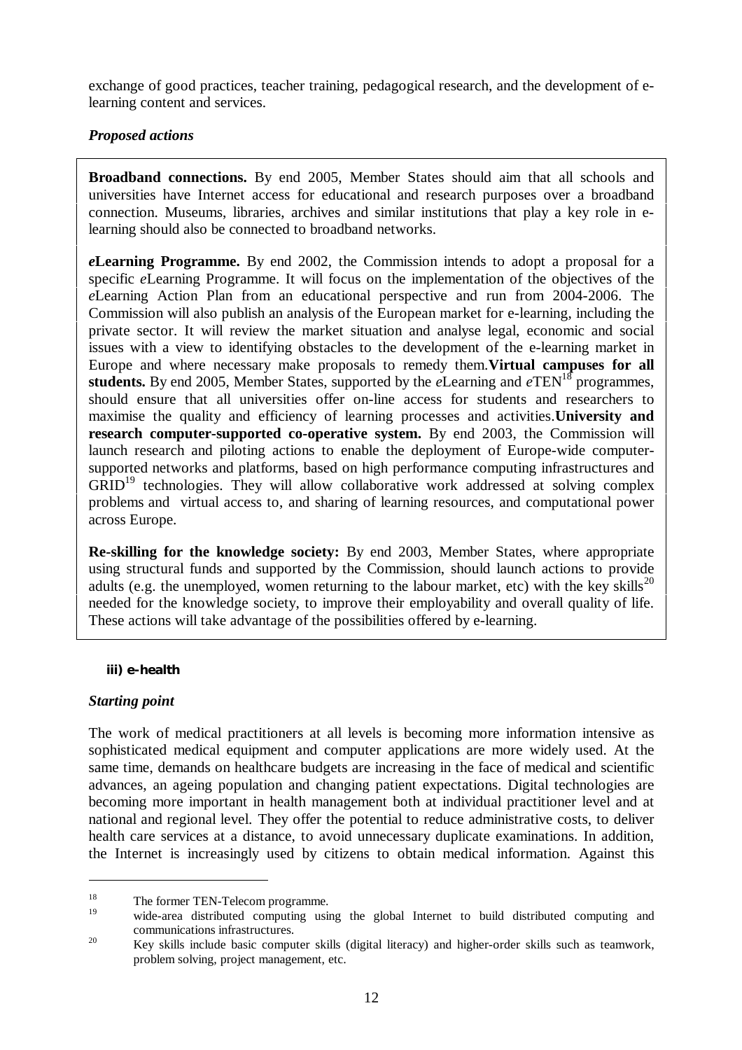exchange of good practices, teacher training, pedagogical research, and the development of e-learning content and services.

***Proposed actions***

**Broadband connections.** By end 2005, Member States should aim that all schools and universities have Internet access for educational and research purposes over a broadband connection. Museums, libraries, archives and similar institutions that play a key role in e-learning should also be connected to broadband networks.

***e*Learning Programme.** By end 2002, the Commission intends to adopt a proposal for a specific *e*Learning Programme. It will focus on the implementation of the objectives of the *e*Learning Action Plan from an educational perspective and run from 2004-2006. The Commission will also publish an analysis of the European market for e-learning, including the private sector. It will review the market situation and analyse legal, economic and social issues with a view to identifying obstacles to the development of the e-learning market in Europe and where necessary make proposals to remedy them.**Virtual campuses for all students.** By end 2005, Member States, supported by the *e*Learning and *e*TEN[18] programmes, should ensure that all universities offer on-line access for students and researchers to maximise the quality and efficiency of learning processes and activities.**University and research computer-supported co-operative system.** By end 2003, the Commission will launch research and piloting actions to enable the deployment of Europe-wide computer-supported networks and platforms, based on high performance computing infrastructures and GRID[19] technologies. They will allow collaborative work addressed at solving complex problems and virtual access to, and sharing of learning resources, and computational power across Europe.

**Re-skilling for the knowledge society:** By end 2003, Member States, where appropriate using structural funds and supported by the Commission, should launch actions to provide adults (e.g. the unemployed, women returning to the labour market, etc) with the key skills[20] needed for the knowledge society, to improve their employability and overall quality of life. These actions will take advantage of the possibilities offered by e-learning.

#### iii) e-health

***Starting point***

The work of medical practitioners at all levels is becoming more information intensive as sophisticated medical equipment and computer applications are more widely used. At the same time, demands on healthcare budgets are increasing in the face of medical and scientific advances, an ageing population and changing patient expectations. Digital technologies are becoming more important in health management both at individual practitioner level and at national and regional level. They offer the potential to reduce administrative costs, to deliver health care services at a distance, to avoid unnecessary duplicate examinations. In addition, the Internet is increasingly used by citizens to obtain medical information. Against this

---

[18] The former TEN-Telecom programme.

[19] wide-area distributed computing using the global Internet to build distributed computing and communications infrastructures.

[20] Key skills include basic computer skills (digital literacy) and higher-order skills such as teamwork, problem solving, project management, etc.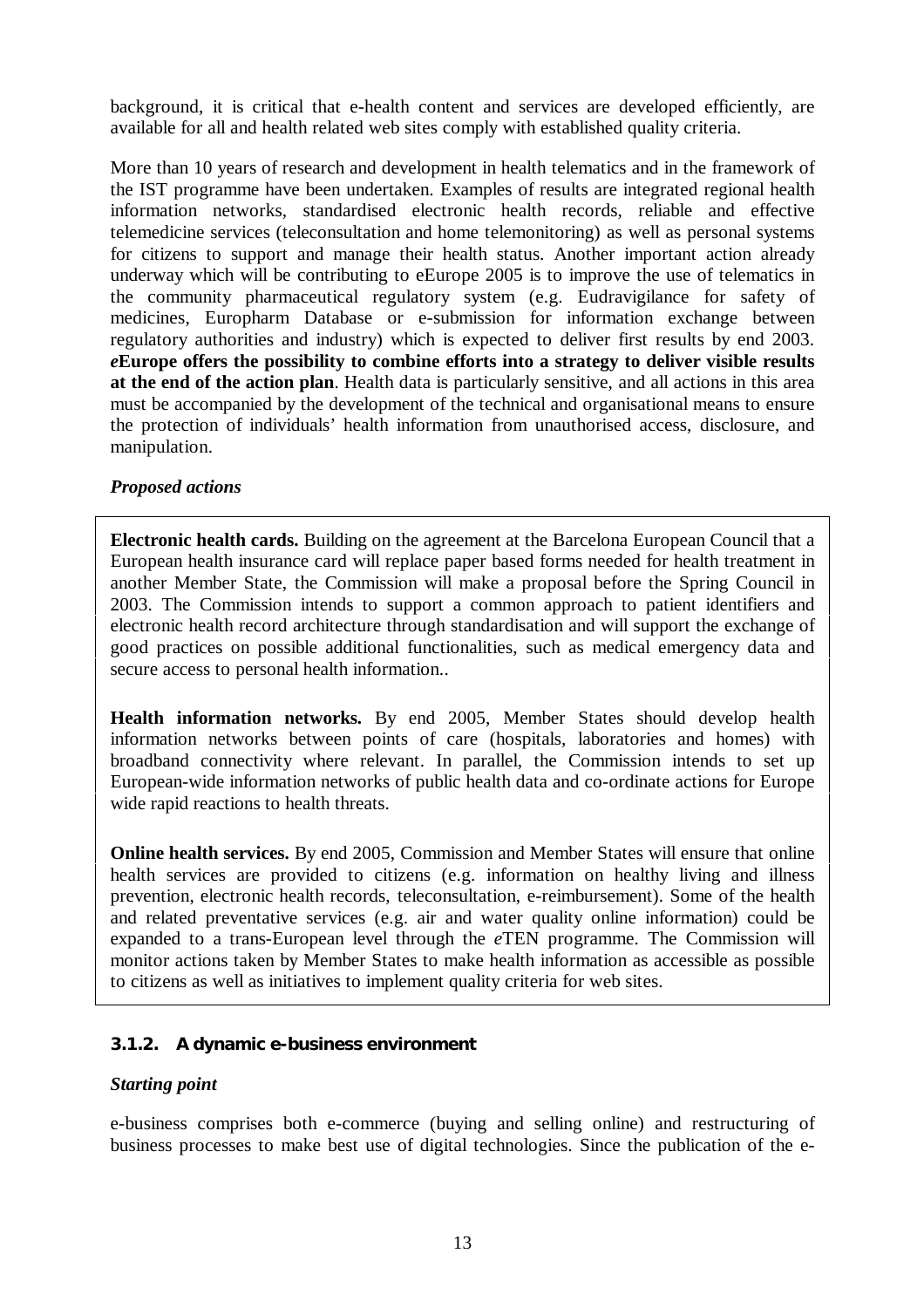background, it is critical that e-health content and services are developed efficiently, are available for all and health related web sites comply with established quality criteria.

More than 10 years of research and development in health telematics and in the framework of the IST programme have been undertaken. Examples of results are integrated regional health information networks, standardised electronic health records, reliable and effective telemedicine services (teleconsultation and home telemonitoring) as well as personal systems for citizens to support and manage their health status. Another important action already underway which will be contributing to eEurope 2005 is to improve the use of telematics in the community pharmaceutical regulatory system (e.g. Eudravigilance for safety of medicines, Europharm Database or e-submission for information exchange between regulatory authorities and industry) which is expected to deliver first results by end 2003. ***e*Europe offers the possibility to combine efforts into a strategy to deliver visible results at the end of the action plan**. Health data is particularly sensitive, and all actions in this area must be accompanied by the development of the technical and organisational means to ensure the protection of individuals' health information from unauthorised access, disclosure, and manipulation.

***Proposed actions***

**Electronic health cards.** Building on the agreement at the Barcelona European Council that a European health insurance card will replace paper based forms needed for health treatment in another Member State, the Commission will make a proposal before the Spring Council in 2003. The Commission intends to support a common approach to patient identifiers and electronic health record architecture through standardisation and will support the exchange of good practices on possible additional functionalities, such as medical emergency data and secure access to personal health information..

**Health information networks.** By end 2005, Member States should develop health information networks between points of care (hospitals, laboratories and homes) with broadband connectivity where relevant. In parallel, the Commission intends to set up European-wide information networks of public health data and co-ordinate actions for Europe wide rapid reactions to health threats.

**Online health services.** By end 2005, Commission and Member States will ensure that online health services are provided to citizens (e.g. information on healthy living and illness prevention, electronic health records, teleconsultation, e-reimbursement). Some of the health and related preventative services (e.g. air and water quality online information) could be expanded to a trans-European level through the *e*TEN programme. The Commission will monitor actions taken by Member States to make health information as accessible as possible to citizens as well as initiatives to implement quality criteria for web sites.

### 3.1.2. A dynamic e-business environment

***Starting point***

e-business comprises both e-commerce (buying and selling online) and restructuring of business processes to make best use of digital technologies. Since the publication of the e-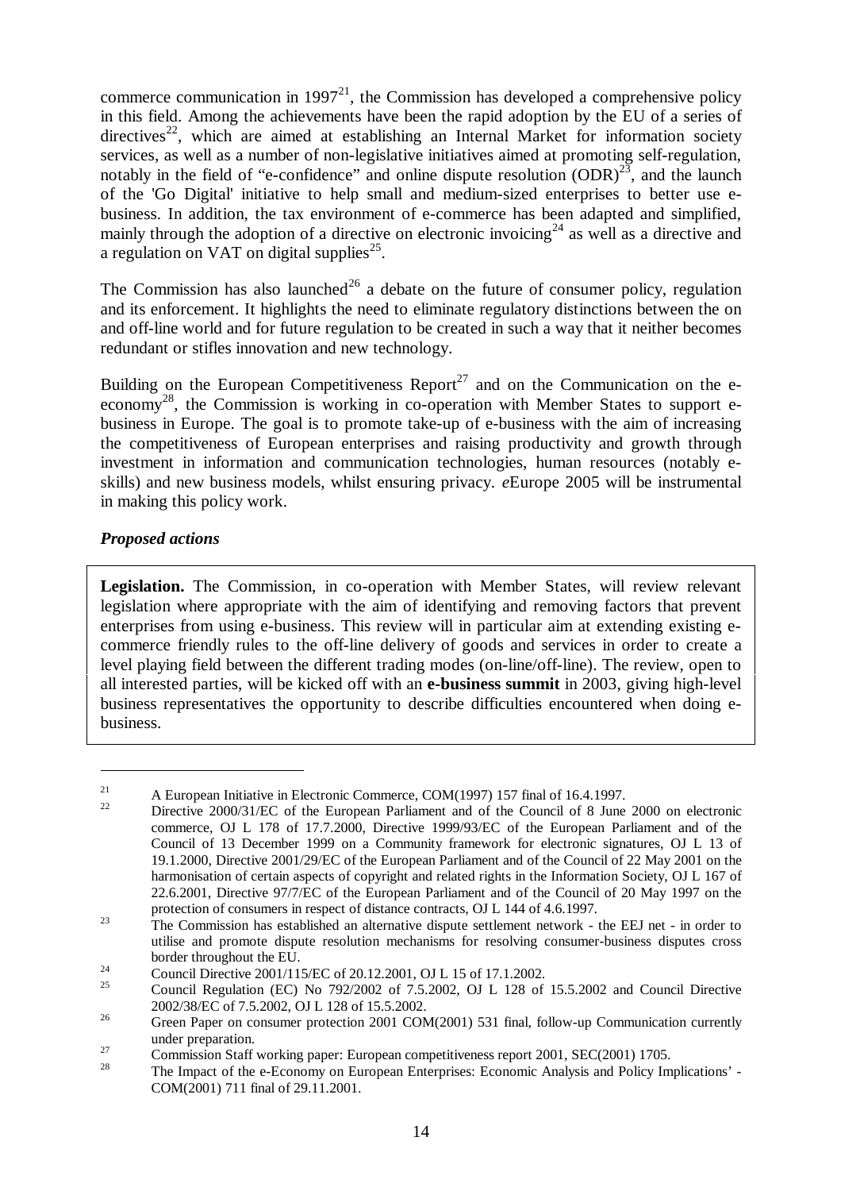commerce communication in 1997[21], the Commission has developed a comprehensive policy in this field. Among the achievements have been the rapid adoption by the EU of a series of directives[22], which are aimed at establishing an Internal Market for information society services, as well as a number of non-legislative initiatives aimed at promoting self-regulation, notably in the field of "e-confidence" and online dispute resolution (ODR)[23], and the launch of the 'Go Digital' initiative to help small and medium-sized enterprises to better use e-business. In addition, the tax environment of e-commerce has been adapted and simplified, mainly through the adoption of a directive on electronic invoicing[24] as well as a directive and a regulation on VAT on digital supplies[25].

The Commission has also launched[26] a debate on the future of consumer policy, regulation and its enforcement. It highlights the need to eliminate regulatory distinctions between the on and off-line world and for future regulation to be created in such a way that it neither becomes redundant or stifles innovation and new technology.

Building on the European Competitiveness Report[27] and on the Communication on the e-economy[28], the Commission is working in co-operation with Member States to support e-business in Europe. The goal is to promote take-up of e-business with the aim of increasing the competitiveness of European enterprises and raising productivity and growth through investment in information and communication technologies, human resources (notably e-skills) and new business models, whilst ensuring privacy. *e*Europe 2005 will be instrumental in making this policy work.

***Proposed actions***

**Legislation.** The Commission, in co-operation with Member States, will review relevant legislation where appropriate with the aim of identifying and removing factors that prevent enterprises from using e-business. This review will in particular aim at extending existing e-commerce friendly rules to the off-line delivery of goods and services in order to create a level playing field between the different trading modes (on-line/off-line). The review, open to all interested parties, will be kicked off with an **e-business summit** in 2003, giving high-level business representatives the opportunity to describe difficulties encountered when doing e-business.

---

[21] A European Initiative in Electronic Commerce, COM(1997) 157 final of 16.4.1997.

[22] Directive 2000/31/EC of the European Parliament and of the Council of 8 June 2000 on electronic commerce, OJ L 178 of 17.7.2000, Directive 1999/93/EC of the European Parliament and of the Council of 13 December 1999 on a Community framework for electronic signatures, OJ L 13 of 19.1.2000, Directive 2001/29/EC of the European Parliament and of the Council of 22 May 2001 on the harmonisation of certain aspects of copyright and related rights in the Information Society, OJ L 167 of 22.6.2001, Directive 97/7/EC of the European Parliament and of the Council of 20 May 1997 on the protection of consumers in respect of distance contracts, OJ L 144 of 4.6.1997.

[23] The Commission has established an alternative dispute settlement network - the EEJ net - in order to utilise and promote dispute resolution mechanisms for resolving consumer-business disputes cross border throughout the EU.

[24] Council Directive 2001/115/EC of 20.12.2001, OJ L 15 of 17.1.2002.

[25] Council Regulation (EC) No 792/2002 of 7.5.2002, OJ L 128 of 15.5.2002 and Council Directive 2002/38/EC of 7.5.2002, OJ L 128 of 15.5.2002.

[26] Green Paper on consumer protection 2001 COM(2001) 531 final, follow-up Communication currently under preparation.

[27] Commission Staff working paper: European competitiveness report 2001, SEC(2001) 1705.

[28] The Impact of the e-Economy on European Enterprises: Economic Analysis and Policy Implications' - COM(2001) 711 final of 29.11.2001.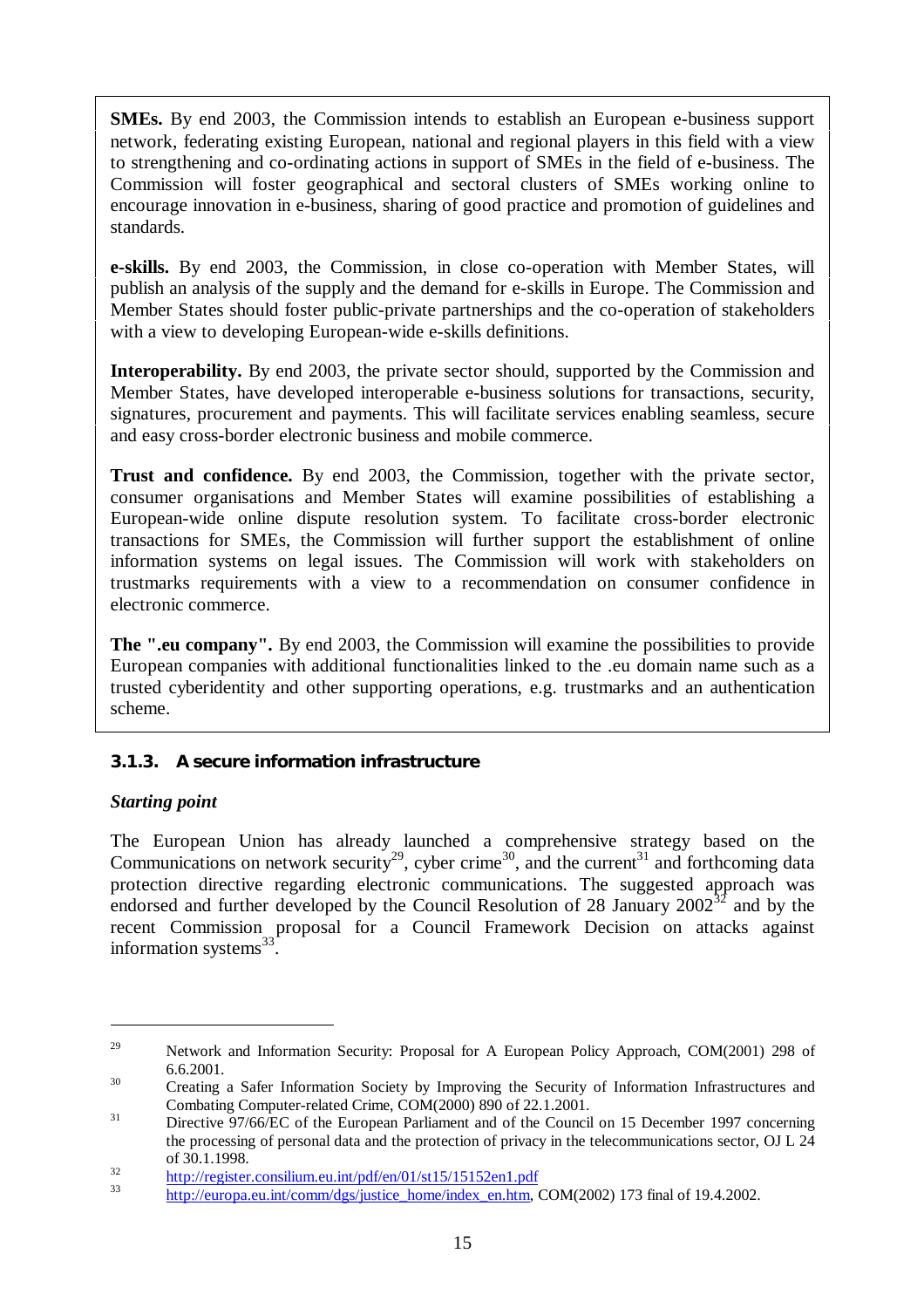**SMEs.** By end 2003, the Commission intends to establish an European e-business support network, federating existing European, national and regional players in this field with a view to strengthening and co-ordinating actions in support of SMEs in the field of e-business. The Commission will foster geographical and sectoral clusters of SMEs working online to encourage innovation in e-business, sharing of good practice and promotion of guidelines and standards.

**e-skills.** By end 2003, the Commission, in close co-operation with Member States, will publish an analysis of the supply and the demand for e-skills in Europe. The Commission and Member States should foster public-private partnerships and the co-operation of stakeholders with a view to developing European-wide e-skills definitions.

**Interoperability.** By end 2003, the private sector should, supported by the Commission and Member States, have developed interoperable e-business solutions for transactions, security, signatures, procurement and payments. This will facilitate services enabling seamless, secure and easy cross-border electronic business and mobile commerce.

**Trust and confidence.** By end 2003, the Commission, together with the private sector, consumer organisations and Member States will examine possibilities of establishing a European-wide online dispute resolution system. To facilitate cross-border electronic transactions for SMEs, the Commission will further support the establishment of online information systems on legal issues. The Commission will work with stakeholders on trustmarks requirements with a view to a recommendation on consumer confidence in electronic commerce.

**The ".eu company".** By end 2003, the Commission will examine the possibilities to provide European companies with additional functionalities linked to the .eu domain name such as a trusted cyberidentity and other supporting operations, e.g. trustmarks and an authentication scheme.

### 3.1.3. A secure information infrastructure

***Starting point***

The European Union has already launched a comprehensive strategy based on the Communications on network security[29], cyber crime[30], and the current[31] and forthcoming data protection directive regarding electronic communications. The suggested approach was endorsed and further developed by the Council Resolution of 28 January 2002[32] and by the recent Commission proposal for a Council Framework Decision on attacks against information systems[33].

---

[29] Network and Information Security: Proposal for A European Policy Approach, COM(2001) 298 of 6.6.2001.

[30] Creating a Safer Information Society by Improving the Security of Information Infrastructures and Combating Computer-related Crime, COM(2000) 890 of 22.1.2001.

[31] Directive 97/66/EC of the European Parliament and of the Council on 15 December 1997 concerning the processing of personal data and the protection of privacy in the telecommunications sector, OJ L 24 of 30.1.1998.

[32] http://register.consilium.eu.int/pdf/en/01/st15/15152en1.pdf

[33] http://europa.eu.int/comm/dgs/justice_home/index_en.htm, COM(2002) 173 final of 19.4.2002.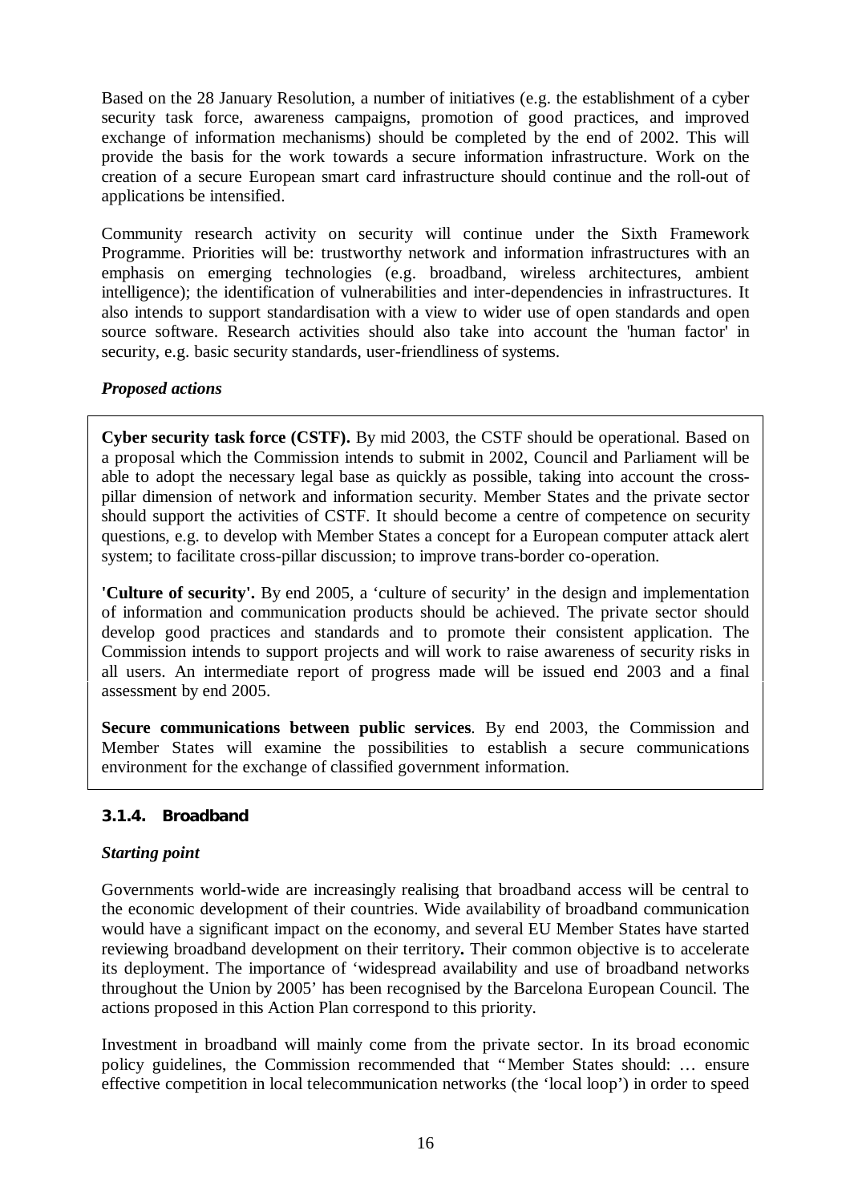Based on the 28 January Resolution, a number of initiatives (e.g. the establishment of a cyber security task force, awareness campaigns, promotion of good practices, and improved exchange of information mechanisms) should be completed by the end of 2002. This will provide the basis for the work towards a secure information infrastructure. Work on the creation of a secure European smart card infrastructure should continue and the roll-out of applications be intensified.

Community research activity on security will continue under the Sixth Framework Programme. Priorities will be: trustworthy network and information infrastructures with an emphasis on emerging technologies (e.g. broadband, wireless architectures, ambient intelligence); the identification of vulnerabilities and inter-dependencies in infrastructures. It also intends to support standardisation with a view to wider use of open standards and open source software. Research activities should also take into account the 'human factor' in security, e.g. basic security standards, user-friendliness of systems.

***Proposed actions***

**Cyber security task force (CSTF).** By mid 2003, the CSTF should be operational. Based on a proposal which the Commission intends to submit in 2002, Council and Parliament will be able to adopt the necessary legal base as quickly as possible, taking into account the cross-pillar dimension of network and information security. Member States and the private sector should support the activities of CSTF. It should become a centre of competence on security questions, e.g. to develop with Member States a concept for a European computer attack alert system; to facilitate cross-pillar discussion; to improve trans-border co-operation.

**'Culture of security'.** By end 2005, a 'culture of security' in the design and implementation of information and communication products should be achieved. The private sector should develop good practices and standards and to promote their consistent application. The Commission intends to support projects and will work to raise awareness of security risks in all users. An intermediate report of progress made will be issued end 2003 and a final assessment by end 2005.

**Secure communications between public services**. By end 2003, the Commission and Member States will examine the possibilities to establish a secure communications environment for the exchange of classified government information.

### 3.1.4. Broadband

***Starting point***

Governments world-wide are increasingly realising that broadband access will be central to the economic development of their countries. Wide availability of broadband communication would have a significant impact on the economy, and several EU Member States have started reviewing broadband development on their territory**.** Their common objective is to accelerate its deployment. The importance of 'widespread availability and use of broadband networks throughout the Union by 2005' has been recognised by the Barcelona European Council. The actions proposed in this Action Plan correspond to this priority.

Investment in broadband will mainly come from the private sector. In its broad economic policy guidelines, the Commission recommended that "Member States should: … ensure effective competition in local telecommunication networks (the 'local loop') in order to speed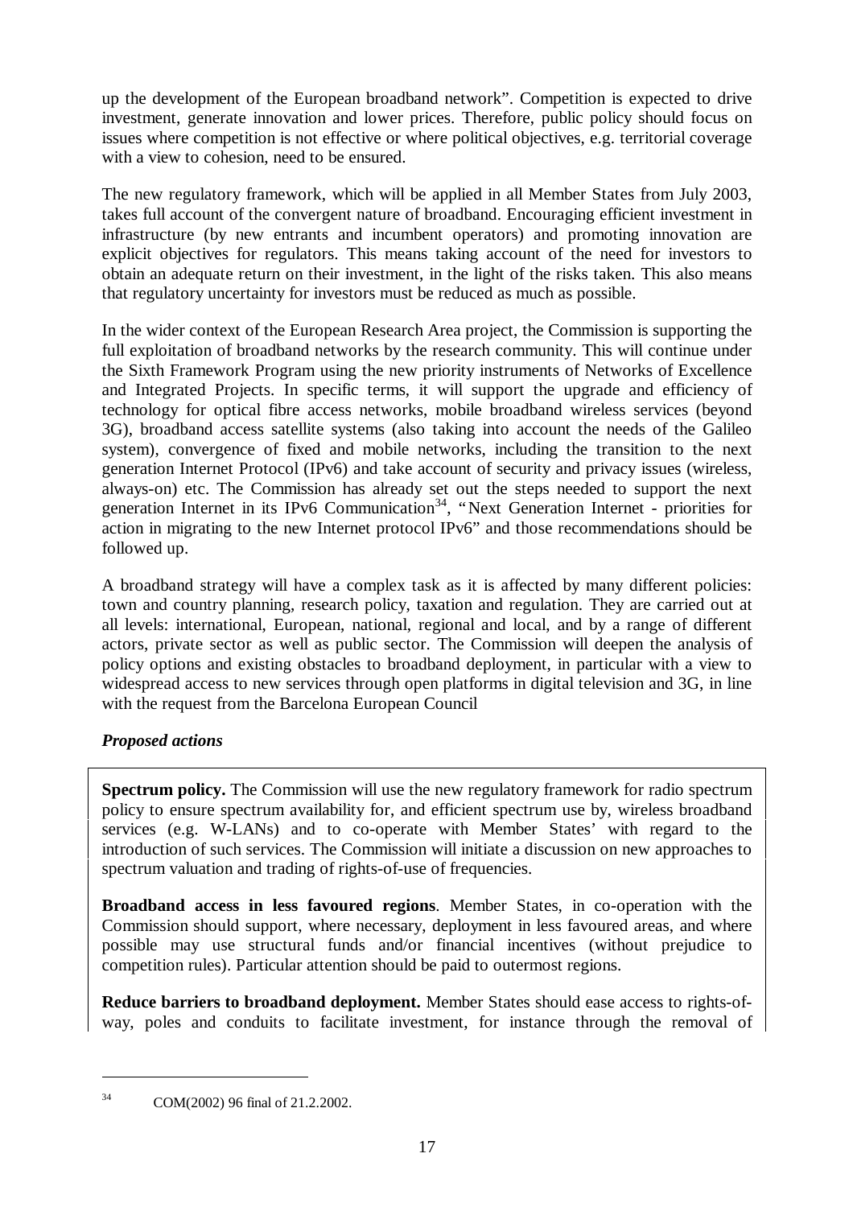up the development of the European broadband network". Competition is expected to drive investment, generate innovation and lower prices. Therefore, public policy should focus on issues where competition is not effective or where political objectives, e.g. territorial coverage with a view to cohesion, need to be ensured.

The new regulatory framework, which will be applied in all Member States from July 2003, takes full account of the convergent nature of broadband. Encouraging efficient investment in infrastructure (by new entrants and incumbent operators) and promoting innovation are explicit objectives for regulators. This means taking account of the need for investors to obtain an adequate return on their investment, in the light of the risks taken. This also means that regulatory uncertainty for investors must be reduced as much as possible.

In the wider context of the European Research Area project, the Commission is supporting the full exploitation of broadband networks by the research community. This will continue under the Sixth Framework Program using the new priority instruments of Networks of Excellence and Integrated Projects. In specific terms, it will support the upgrade and efficiency of technology for optical fibre access networks, mobile broadband wireless services (beyond 3G), broadband access satellite systems (also taking into account the needs of the Galileo system), convergence of fixed and mobile networks, including the transition to the next generation Internet Protocol (IPv6) and take account of security and privacy issues (wireless, always-on) etc. The Commission has already set out the steps needed to support the next generation Internet in its IPv6 Communication[34], "Next Generation Internet - priorities for action in migrating to the new Internet protocol IPv6" and those recommendations should be followed up.

A broadband strategy will have a complex task as it is affected by many different policies: town and country planning, research policy, taxation and regulation. They are carried out at all levels: international, European, national, regional and local, and by a range of different actors, private sector as well as public sector. The Commission will deepen the analysis of policy options and existing obstacles to broadband deployment, in particular with a view to widespread access to new services through open platforms in digital television and 3G, in line with the request from the Barcelona European Council

***Proposed actions***

**Spectrum policy.** The Commission will use the new regulatory framework for radio spectrum policy to ensure spectrum availability for, and efficient spectrum use by, wireless broadband services (e.g. W-LANs) and to co-operate with Member States' with regard to the introduction of such services. The Commission will initiate a discussion on new approaches to spectrum valuation and trading of rights-of-use of frequencies.

**Broadband access in less favoured regions**. Member States, in co-operation with the Commission should support, where necessary, deployment in less favoured areas, and where possible may use structural funds and/or financial incentives (without prejudice to competition rules). Particular attention should be paid to outermost regions.

**Reduce barriers to broadband deployment.** Member States should ease access to rights-of-way, poles and conduits to facilitate investment, for instance through the removal of

[34] COM(2002) 96 final of 21.2.2002.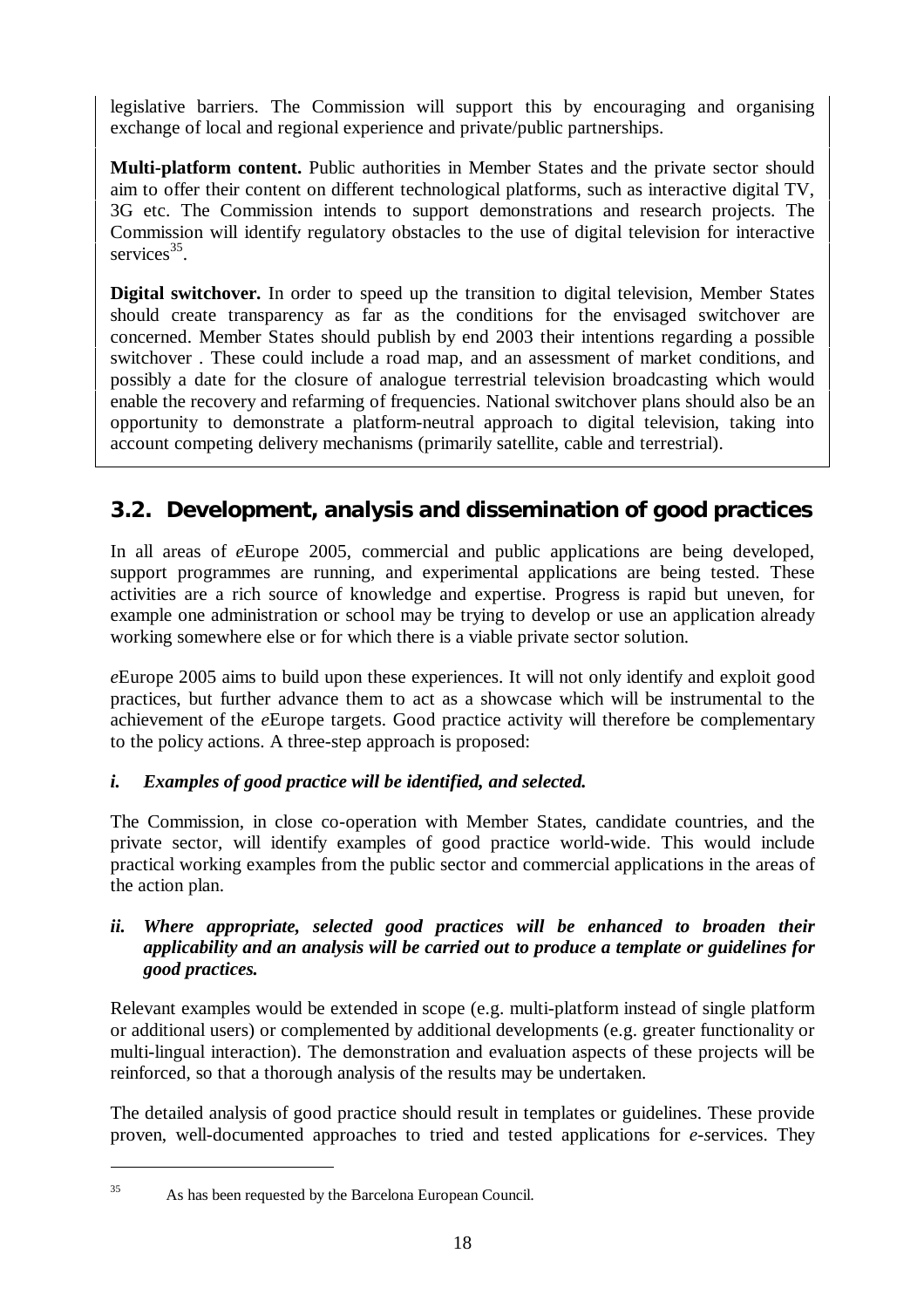legislative barriers. The Commission will support this by encouraging and organising exchange of local and regional experience and private/public partnerships.

**Multi-platform content.** Public authorities in Member States and the private sector should aim to offer their content on different technological platforms, such as interactive digital TV, 3G etc. The Commission intends to support demonstrations and research projects. The Commission will identify regulatory obstacles to the use of digital television for interactive services[35].

**Digital switchover.** In order to speed up the transition to digital television, Member States should create transparency as far as the conditions for the envisaged switchover are concerned. Member States should publish by end 2003 their intentions regarding a possible switchover . These could include a road map, and an assessment of market conditions, and possibly a date for the closure of analogue terrestrial television broadcasting which would enable the recovery and refarming of frequencies. National switchover plans should also be an opportunity to demonstrate a platform-neutral approach to digital television, taking into account competing delivery mechanisms (primarily satellite, cable and terrestrial).

## 3.2. Development, analysis and dissemination of good practices

In all areas of *e*Europe 2005, commercial and public applications are being developed, support programmes are running, and experimental applications are being tested. These activities are a rich source of knowledge and expertise. Progress is rapid but uneven, for example one administration or school may be trying to develop or use an application already working somewhere else or for which there is a viable private sector solution.

*e*Europe 2005 aims to build upon these experiences. It will not only identify and exploit good practices, but further advance them to act as a showcase which will be instrumental to the achievement of the *e*Europe targets. Good practice activity will therefore be complementary to the policy actions. A three-step approach is proposed:

***i. Examples of good practice will be identified, and selected.***

The Commission, in close co-operation with Member States, candidate countries, and the private sector, will identify examples of good practice world-wide. This would include practical working examples from the public sector and commercial applications in the areas of the action plan.

***ii. Where appropriate, selected good practices will be enhanced to broaden their applicability and an analysis will be carried out to produce a template or guidelines for good practices.***

Relevant examples would be extended in scope (e.g. multi-platform instead of single platform or additional users) or complemented by additional developments (e.g. greater functionality or multi-lingual interaction). The demonstration and evaluation aspects of these projects will be reinforced, so that a thorough analysis of the results may be undertaken.

The detailed analysis of good practice should result in templates or guidelines. These provide proven, well-documented approaches to tried and tested applications for *e*-services. They

[35] As has been requested by the Barcelona European Council.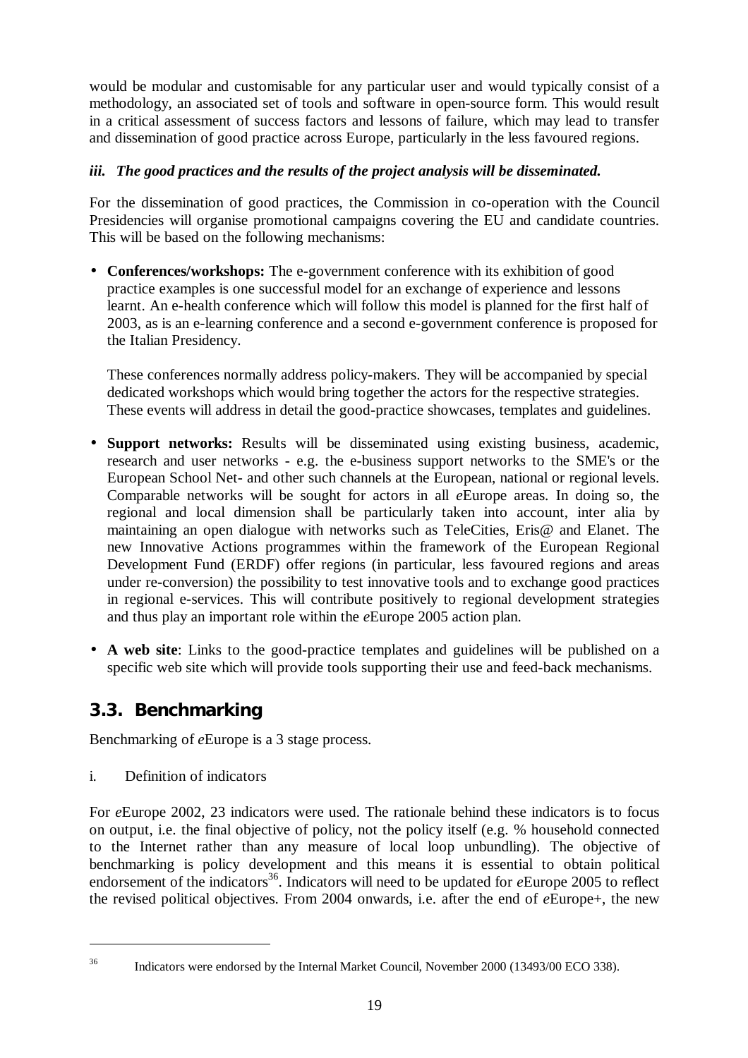would be modular and customisable for any particular user and would typically consist of a methodology, an associated set of tools and software in open-source form. This would result in a critical assessment of success factors and lessons of failure, which may lead to transfer and dissemination of good practice across Europe, particularly in the less favoured regions.

***iii. The good practices and the results of the project analysis will be disseminated.***

For the dissemination of good practices, the Commission in co-operation with the Council Presidencies will organise promotional campaigns covering the EU and candidate countries. This will be based on the following mechanisms:

- **Conferences/workshops:** The e-government conference with its exhibition of good practice examples is one successful model for an exchange of experience and lessons learnt. An e-health conference which will follow this model is planned for the first half of 2003, as is an e-learning conference and a second e-government conference is proposed for the Italian Presidency.

  These conferences normally address policy-makers. They will be accompanied by special dedicated workshops which would bring together the actors for the respective strategies. These events will address in detail the good-practice showcases, templates and guidelines.

- **Support networks:** Results will be disseminated using existing business, academic, research and user networks - e.g. the e-business support networks to the SME's or the European School Net- and other such channels at the European, national or regional levels. Comparable networks will be sought for actors in all *e*Europe areas. In doing so, the regional and local dimension shall be particularly taken into account, inter alia by maintaining an open dialogue with networks such as TeleCities, Eris@ and Elanet. The new Innovative Actions programmes within the framework of the European Regional Development Fund (ERDF) offer regions (in particular, less favoured regions and areas under re-conversion) the possibility to test innovative tools and to exchange good practices in regional e-services. This will contribute positively to regional development strategies and thus play an important role within the *e*Europe 2005 action plan.

- **A web site**: Links to the good-practice templates and guidelines will be published on a specific web site which will provide tools supporting their use and feed-back mechanisms.

## 3.3. Benchmarking

Benchmarking of *e*Europe is a 3 stage process.

i. Definition of indicators

For *e*Europe 2002, 23 indicators were used. The rationale behind these indicators is to focus on output, i.e. the final objective of policy, not the policy itself (e.g. % household connected to the Internet rather than any measure of local loop unbundling). The objective of benchmarking is policy development and this means it is essential to obtain political endorsement of the indicators[36]. Indicators will need to be updated for *e*Europe 2005 to reflect the revised political objectives. From 2004 onwards, i.e. after the end of *e*Europe+, the new

---

[36] Indicators were endorsed by the Internal Market Council, November 2000 (13493/00 ECO 338).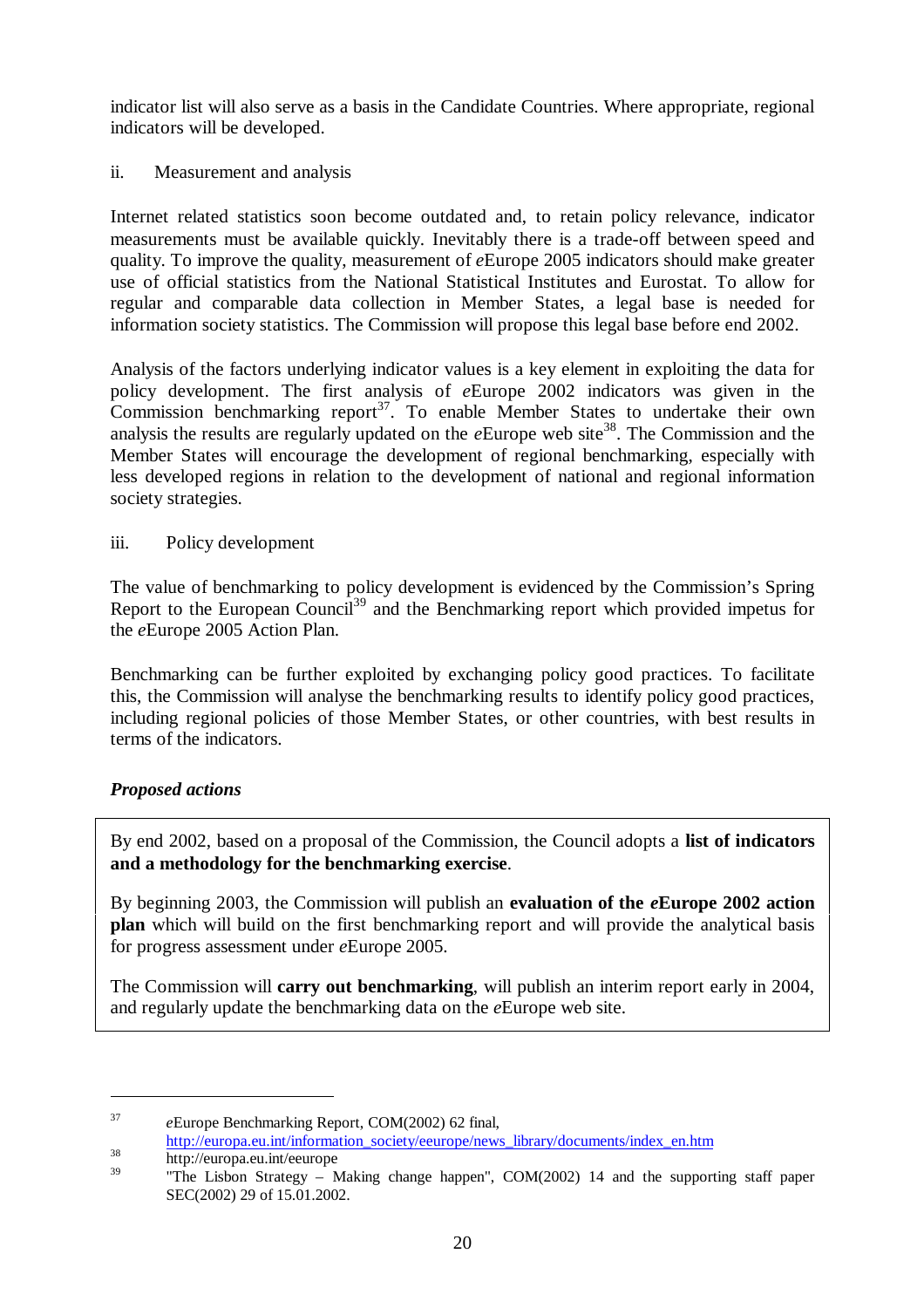indicator list will also serve as a basis in the Candidate Countries. Where appropriate, regional indicators will be developed.

ii. Measurement and analysis

Internet related statistics soon become outdated and, to retain policy relevance, indicator measurements must be available quickly. Inevitably there is a trade-off between speed and quality. To improve the quality, measurement of *e*Europe 2005 indicators should make greater use of official statistics from the National Statistical Institutes and Eurostat. To allow for regular and comparable data collection in Member States, a legal base is needed for information society statistics. The Commission will propose this legal base before end 2002.

Analysis of the factors underlying indicator values is a key element in exploiting the data for policy development. The first analysis of *e*Europe 2002 indicators was given in the Commission benchmarking report[37]. To enable Member States to undertake their own analysis the results are regularly updated on the *e*Europe web site[38]. The Commission and the Member States will encourage the development of regional benchmarking, especially with less developed regions in relation to the development of national and regional information society strategies.

iii. Policy development

The value of benchmarking to policy development is evidenced by the Commission's Spring Report to the European Council[39] and the Benchmarking report which provided impetus for the *e*Europe 2005 Action Plan.

Benchmarking can be further exploited by exchanging policy good practices. To facilitate this, the Commission will analyse the benchmarking results to identify policy good practices, including regional policies of those Member States, or other countries, with best results in terms of the indicators.

***Proposed actions***

By end 2002, based on a proposal of the Commission, the Council adopts a **list of indicators and a methodology for the benchmarking exercise**.

By beginning 2003, the Commission will publish an **evaluation of the *e*Europe 2002 action plan** which will build on the first benchmarking report and will provide the analytical basis for progress assessment under *e*Europe 2005.

The Commission will **carry out benchmarking**, will publish an interim report early in 2004, and regularly update the benchmarking data on the *e*Europe web site.

---

[37] *e*Europe Benchmarking Report, COM(2002) 62 final, http://europa.eu.int/information_society/eeurope/news_library/documents/index_en.htm

[38] http://europa.eu.int/eeurope

[39] "The Lisbon Strategy – Making change happen", COM(2002) 14 and the supporting staff paper SEC(2002) 29 of 15.01.2002.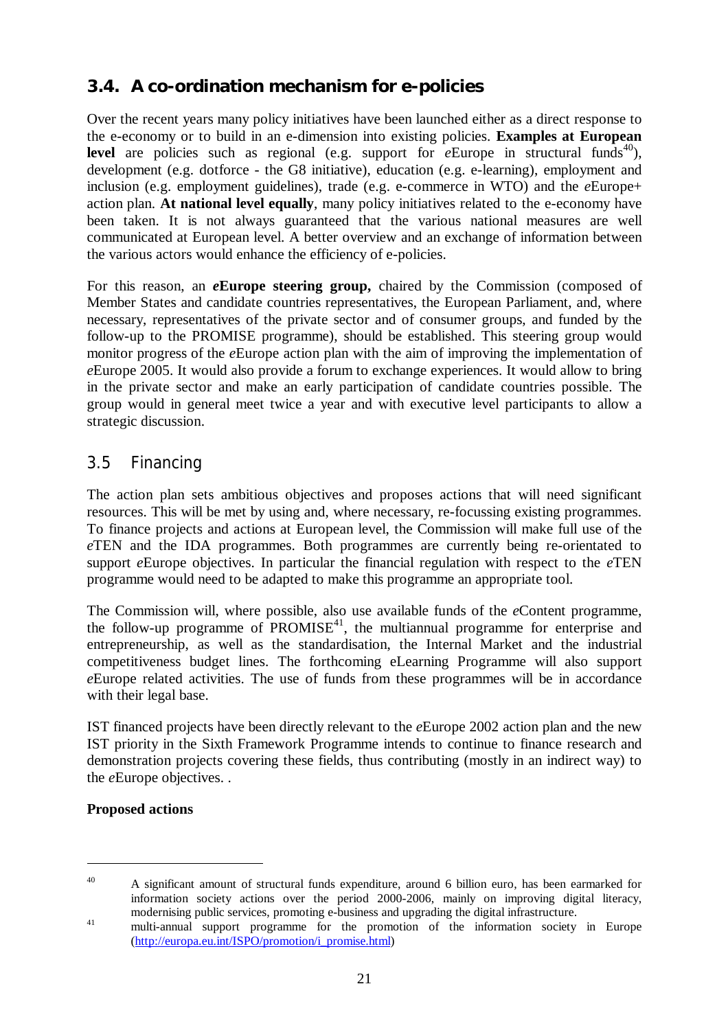## 3.4. A co-ordination mechanism for e-policies

Over the recent years many policy initiatives have been launched either as a direct response to the e-economy or to build in an e-dimension into existing policies. **Examples at European level** are policies such as regional (e.g. support for *e*Europe in structural funds[40]), development (e.g. dotforce - the G8 initiative), education (e.g. e-learning), employment and inclusion (e.g. employment guidelines), trade (e.g. e-commerce in WTO) and the *e*Europe+ action plan. **At national level equally**, many policy initiatives related to the e-economy have been taken. It is not always guaranteed that the various national measures are well communicated at European level. A better overview and an exchange of information between the various actors would enhance the efficiency of e-policies.

For this reason, an ***e*****Europe steering group,** chaired by the Commission (composed of Member States and candidate countries representatives, the European Parliament, and, where necessary, representatives of the private sector and of consumer groups, and funded by the follow-up to the PROMISE programme), should be established. This steering group would monitor progress of the *e*Europe action plan with the aim of improving the implementation of *e*Europe 2005. It would also provide a forum to exchange experiences. It would allow to bring in the private sector and make an early participation of candidate countries possible. The group would in general meet twice a year and with executive level participants to allow a strategic discussion.

## 3.5 Financing

The action plan sets ambitious objectives and proposes actions that will need significant resources. This will be met by using and, where necessary, re-focussing existing programmes. To finance projects and actions at European level, the Commission will make full use of the *e*TEN and the IDA programmes. Both programmes are currently being re-orientated to support *e*Europe objectives. In particular the financial regulation with respect to the *e*TEN programme would need to be adapted to make this programme an appropriate tool.

The Commission will, where possible, also use available funds of the *e*Content programme, the follow-up programme of PROMISE[41], the multiannual programme for enterprise and entrepreneurship, as well as the standardisation, the Internal Market and the industrial competitiveness budget lines. The forthcoming eLearning Programme will also support *e*Europe related activities. The use of funds from these programmes will be in accordance with their legal base.

IST financed projects have been directly relevant to the *e*Europe 2002 action plan and the new IST priority in the Sixth Framework Programme intends to continue to finance research and demonstration projects covering these fields, thus contributing (mostly in an indirect way) to the *e*Europe objectives. .

**Proposed actions**

---

[40] A significant amount of structural funds expenditure, around 6 billion euro, has been earmarked for information society actions over the period 2000-2006, mainly on improving digital literacy, modernising public services, promoting e-business and upgrading the digital infrastructure.

[41] multi-annual support programme for the promotion of the information society in Europe (http://europa.eu.int/ISPO/promotion/i_promise.html)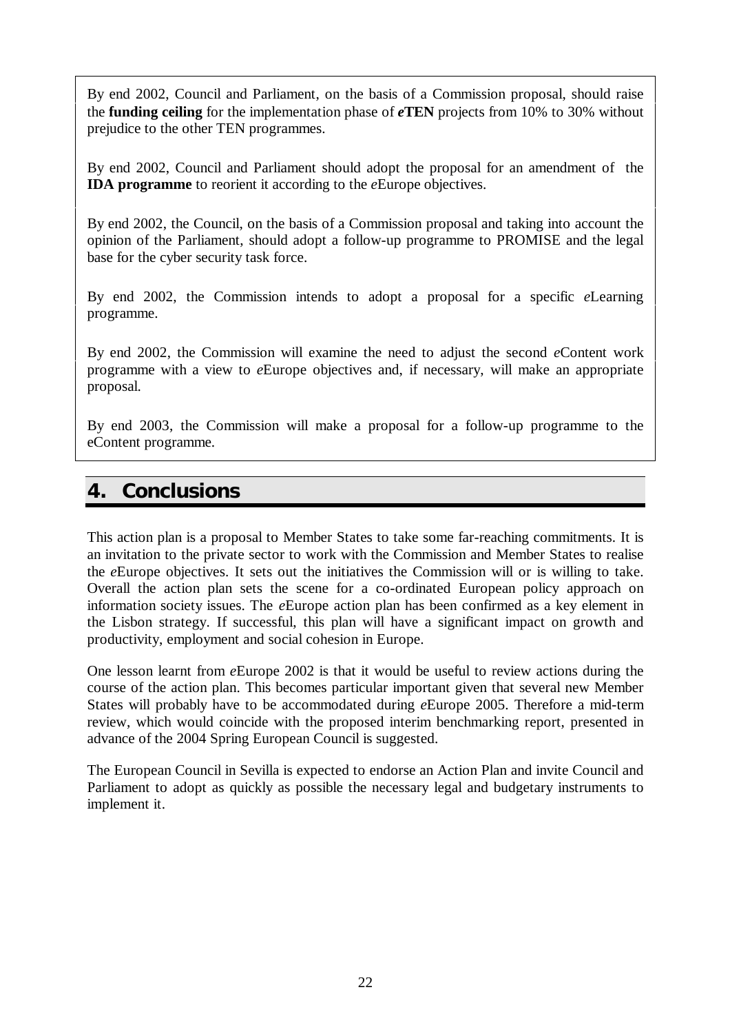By end 2002, Council and Parliament, on the basis of a Commission proposal, should raise the **funding ceiling** for the implementation phase of ***e*TEN** projects from 10% to 30% without prejudice to the other TEN programmes.

By end 2002, Council and Parliament should adopt the proposal for an amendment of the **IDA programme** to reorient it according to the *e*Europe objectives.

By end 2002, the Council, on the basis of a Commission proposal and taking into account the opinion of the Parliament, should adopt a follow-up programme to PROMISE and the legal base for the cyber security task force.

By end 2002, the Commission intends to adopt a proposal for a specific *e*Learning programme.

By end 2002, the Commission will examine the need to adjust the second *e*Content work programme with a view to *e*Europe objectives and, if necessary, will make an appropriate proposal.

By end 2003, the Commission will make a proposal for a follow-up programme to the eContent programme.

## 4. Conclusions

This action plan is a proposal to Member States to take some far-reaching commitments. It is an invitation to the private sector to work with the Commission and Member States to realise the *e*Europe objectives. It sets out the initiatives the Commission will or is willing to take. Overall the action plan sets the scene for a co-ordinated European policy approach on information society issues. The *e*Europe action plan has been confirmed as a key element in the Lisbon strategy. If successful, this plan will have a significant impact on growth and productivity, employment and social cohesion in Europe.

One lesson learnt from *e*Europe 2002 is that it would be useful to review actions during the course of the action plan. This becomes particular important given that several new Member States will probably have to be accommodated during *e*Europe 2005. Therefore a mid-term review, which would coincide with the proposed interim benchmarking report, presented in advance of the 2004 Spring European Council is suggested.

The European Council in Sevilla is expected to endorse an Action Plan and invite Council and Parliament to adopt as quickly as possible the necessary legal and budgetary instruments to implement it.